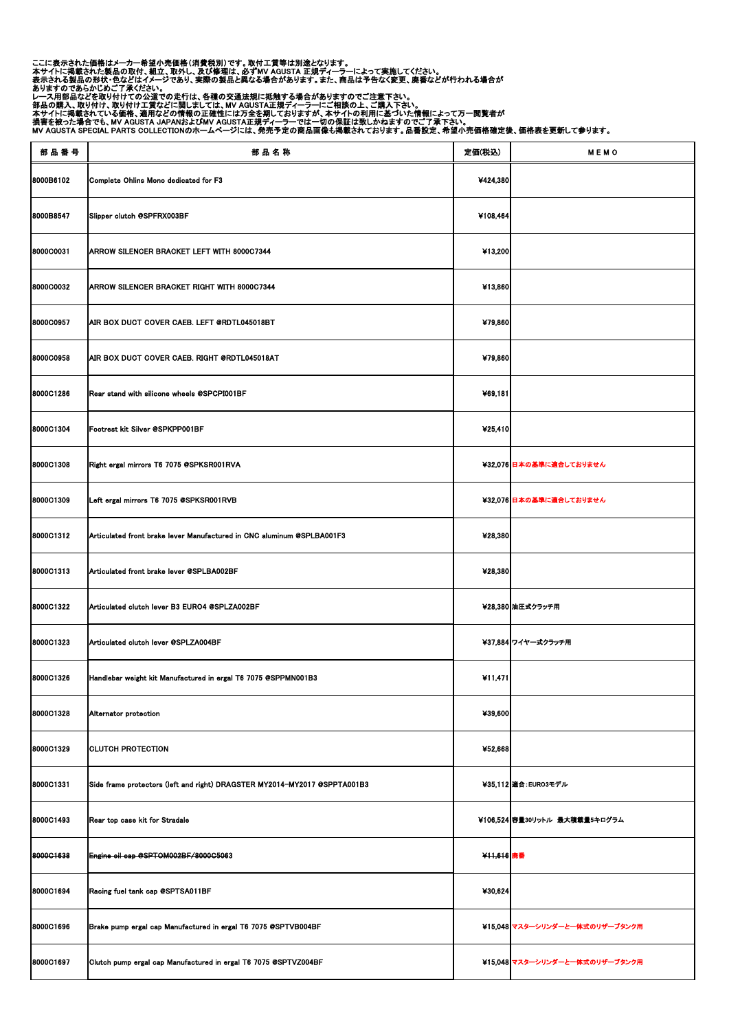ここに表示された価格はメーカー希望小売価格（消費税別）です。取付工賃等は別途となります。
本サイトに掲載された製品の取付、組立、取外し、及び修理は、必ずMV AGUSTA 正規ディーラーによって実施してください。
表示される製品の形状・色などはイメージであり、実際の製品と異なる場合があります。また、商品は予告なく変更、廃番などが行われる場合が
ありますのであらかじめご了承ください。
レース用部品などを取り付けての公道での走行は、各種の交通法規に抵触する場合がありますのでご注意下さい。
部品の購入、取り付け、取り付け工賃などに関しましては、MV AGUSTA正規ディーラーにご相談の上、ご購入下さい。
本サイトに掲載されている価格、適用などの情報の正確性には万全を期しておりますが、本サイトの利用に基づいた情報によって万一閲覧者が
損害を被った場合でも、MV AGUSTA JAPANおよびMV AGUSTA正規ディーラーでは一切の保証は致しかねますのでご了承下さい。
MV AGUSTA SPECIAL PARTS COLLECTIONのホームページには、発売予定の商品画像も掲載されております。品番設定、希望小売価格確定後、価格表を更新して参ります。

| 部 品 番 号 | 部 品 名 称 | 定価(税込) | M E M O |
| --- | --- | --- | --- |
| 8000B6102 | Complete Ohlins Mono dedicated for F3 | ¥424,380 | |
| 8000B8547 | Slipper clutch @SPFRX003BF | ¥108,464 | |
| 8000C0031 | ARROW SILENCER BRACKET LEFT WITH 8000C7344 | ¥13,200 | |
| 8000C0032 | ARROW SILENCER BRACKET RIGHT WITH 8000C7344 | ¥13,860 | |
| 8000C0957 | AIR BOX DUCT COVER CAEB. LEFT @RDTL045018BT | ¥79,860 | |
| 8000C0958 | AIR BOX DUCT COVER CAEB. RIGHT @RDTL045018AT | ¥79,860 | |
| 8000C1286 | Rear stand with silicone wheels @SPCPI001BF | ¥69,181 | |
| 8000C1304 | Footrest kit Silver @SPKPP001BF | ¥25,410 | |
| 8000C1308 | Right ergal mirrors T6 7075 @SPKSR001RVA | ¥32,076 | 日本の基準に適合しておりません |
| 8000C1309 | Left ergal mirrors T6 7075 @SPKSR001RVB | ¥32,076 | 日本の基準に適合しておりません |
| 8000C1312 | Articulated front brake lever Manufactured in CNC aluminum @SPLBA001F3 | ¥28,380 | |
| 8000C1313 | Articulated front brake lever @SPLBA002BF | ¥28,380 | |
| 8000C1322 | Articulated clutch lever B3 EURO4 @SPLZA002BF | ¥28,380 | 油圧式クラッチ用 |
| 8000C1323 | Articulated clutch lever @SPLZA004BF | ¥37,884 | ワイヤー式クラッチ用 |
| 8000C1326 | Handlebar weight kit Manufactured in ergal T6 7075 @SPPMN001B3 | ¥11,471 | |
| 8000C1328 | Alternator protection | ¥39,600 | |
| 8000C1329 | CLUTCH PROTECTION | ¥52,668 | |
| 8000C1331 | Side frame protectors (left and right) DRAGSTER MY2014-MY2017 @SPPTA001B3 | ¥35,112 | 適合：EURO3モデル |
| 8000C1493 | Rear top case kit for Stradale | ¥106,524 | 容量30リットル　最大積載量5キログラム |
| ~~8000C1638~~ | ~~Engine oil cap @SPTOM002BF/8000C5063~~ | ~~¥11,616~~ | 廃番 |
| 8000C1694 | Racing fuel tank cap @SPTSA011BF | ¥30,624 | |
| 8000C1696 | Brake pump ergal cap Manufactured in ergal T6 7075 @SPTVB004BF | ¥15,048 | マスターシリンダーと一体式のリザーブタンク用 |
| 8000C1697 | Clutch pump ergal cap Manufactured in ergal T6 7075 @SPTVZ004BF | ¥15,048 | マスターシリンダーと一体式のリザーブタンク用 |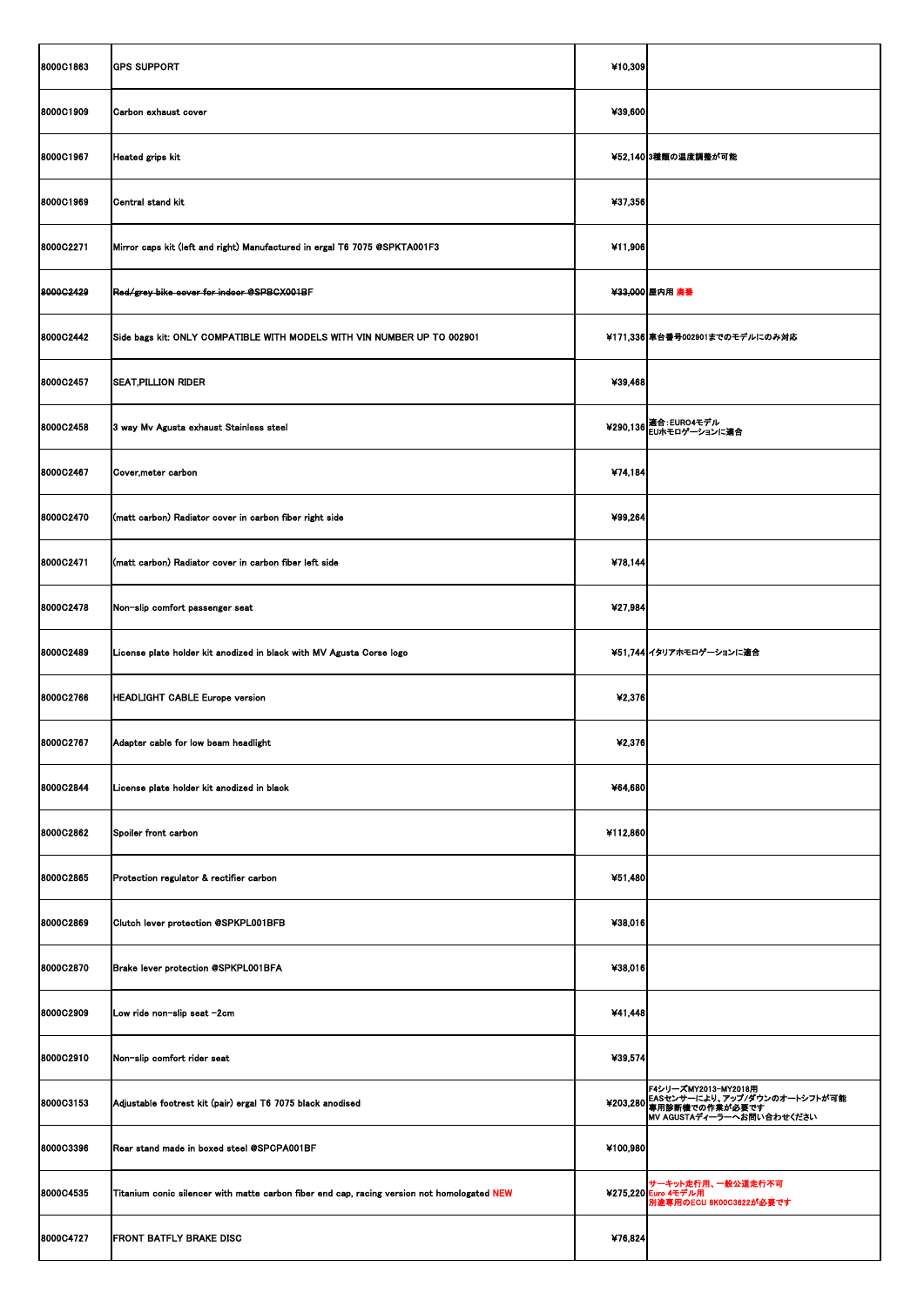| | | | |
|---|---|---|---|
| 8000C1863 | GPS SUPPORT | ¥10,309 | |
| 8000C1909 | Carbon exhaust cover | ¥39,600 | |
| 8000C1967 | Heated grips kit | ¥52,140 | 3種類の温度調整が可能 |
| 8000C1969 | Central stand kit | ¥37,356 | |
| 8000C2271 | Mirror caps kit (left and right) Manufactured in ergal T6 7075 @SPKTA001F3 | ¥11,906 | |
| ~~8000C2429~~ | ~~Red/grey bike cover for indoor @SPBCX001BF~~ | ~~¥33,000~~ | 屋内用 廃番 |
| 8000C2442 | Side bags kit: ONLY COMPATIBLE WITH MODELS WITH VIN NUMBER UP TO 002901 | ¥171,336 | 車台番号002901までのモデルにのみ対応 |
| 8000C2457 | SEAT,PILLION RIDER | ¥39,468 | |
| 8000C2458 | 3 way Mv Agusta exhaust Stainless steel | ¥290,136 | 適合：EURO4モデル<br>EUホモロゲーションに適合 |
| 8000C2467 | Cover,meter carbon | ¥74,184 | |
| 8000C2470 | (matt carbon) Radiator cover in carbon fiber right side | ¥99,264 | |
| 8000C2471 | (matt carbon) Radiator cover in carbon fiber left side | ¥78,144 | |
| 8000C2478 | Non-slip comfort passenger seat | ¥27,984 | |
| 8000C2489 | License plate holder kit anodized in black with MV Agusta Corse logo | ¥51,744 | イタリアホモロゲーションに適合 |
| 8000C2766 | HEADLIGHT CABLE Europe version | ¥2,376 | |
| 8000C2767 | Adapter cable for low beam headlight | ¥2,376 | |
| 8000C2844 | License plate holder kit anodized in black | ¥64,680 | |
| 8000C2862 | Spoiler front carbon | ¥112,860 | |
| 8000C2865 | Protection regulator & rectifier carbon | ¥51,480 | |
| 8000C2869 | Clutch lever protection @SPKPL001BFB | ¥38,016 | |
| 8000C2870 | Brake lever protection @SPKPL001BFA | ¥38,016 | |
| 8000C2909 | Low ride non-slip seat -2cm | ¥41,448 | |
| 8000C2910 | Non-slip comfort rider seat | ¥39,574 | |
| 8000C3153 | Adjustable footrest kit (pair) ergal T6 7075 black anodised | ¥203,280 | F4シリーズMY2013-MY2018用<br>EASセンサーにより、アップ/ダウンのオートシフトが可能<br>専用診断機での作業が必要です<br>MV AGUSTAディーラーへお問い合わせください |
| 8000C3396 | Rear stand made in boxed steel @SPCPA001BF | ¥100,980 | |
| 8000C4535 | Titanium conic silencer with matte carbon fiber end cap, racing version not homologated NEW | ¥275,220 | サーキット走行用、一般公道走行不可<br>Euro 4モデル用<br>別途専用のECU 8K00C3622が必要です |
| 8000C4727 | FRONT BATFLY BRAKE DISC | ¥76,824 | |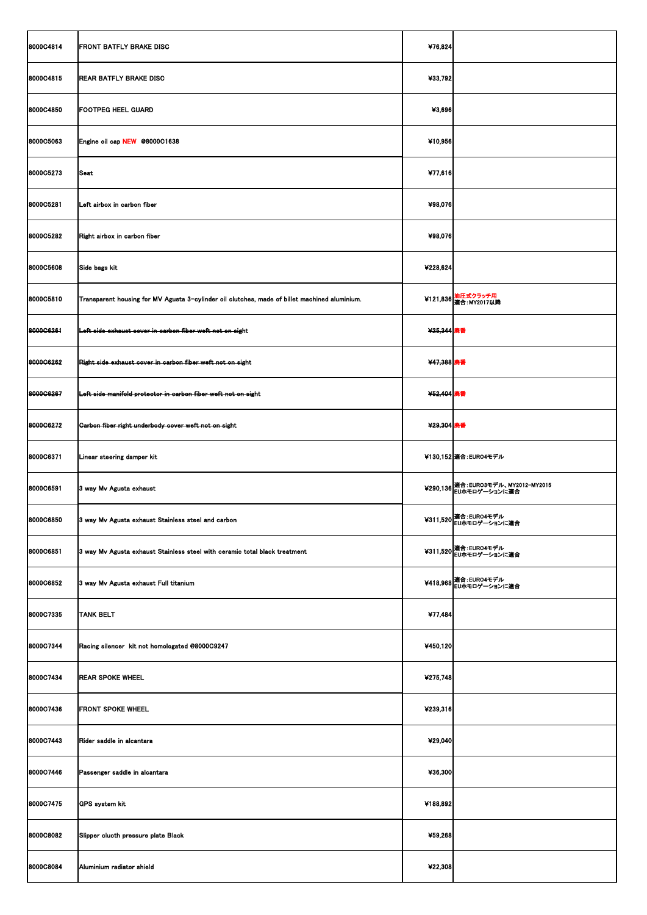| | | | |
|---|---|---|---|
| 8000C4814 | FRONT BATFLY BRAKE DISC | ¥76,824 | |
| 8000C4815 | REAR BATFLY BRAKE DISC | ¥33,792 | |
| 8000C4850 | FOOTPEG HEEL GUARD | ¥3,696 | |
| 8000C5063 | Engine oil cap NEW @8000C1638 | ¥10,956 | |
| 8000C5273 | Seat | ¥77,616 | |
| 8000C5281 | Left airbox in carbon fiber | ¥98,076 | |
| 8000C5282 | Right airbox in carbon fiber | ¥98,076 | |
| 8000C5608 | Side bags kit | ¥228,624 | |
| 8000C5810 | Transparent housing for MV Agusta 3-cylinder oil clutches, made of billet machined aluminium. | ¥121,836 | 油圧式クラッチ用<br>適合：MY2017以降 |
| ~~8000C6261~~ | ~~Left side exhaust cover in carbon fiber weft not on sight~~ | ~~¥25,344~~ | 廃番 |
| ~~8000C6262~~ | ~~Right side exhaust cover in carbon fiber weft not on sight~~ | ~~¥47,388~~ | 廃番 |
| ~~8000C6267~~ | ~~Left side manifold protector in carbon fiber weft not on sight~~ | ~~¥52,404~~ | 廃番 |
| ~~8000C6272~~ | ~~Carbon fiber right underbody cover weft not on sight~~ | ~~¥29,304~~ | 廃番 |
| 8000C6371 | Linear steering damper kit | ¥130,152 | 適合：EURO4モデル |
| 8000C6591 | 3 way Mv Agusta exhaust | ¥290,136 | 適合：EURO3モデル、MY2012-MY2015<br>EUホモロゲーションに適合 |
| 8000C6850 | 3 way Mv Agusta exhaust Stainless steel and carbon | ¥311,520 | 適合：EURO4モデル<br>EUホモロゲーションに適合 |
| 8000C6851 | 3 way Mv Agusta exhaust Stainless steel with ceramic total black treatment | ¥311,520 | 適合：EURO4モデル<br>EUホモロゲーションに適合 |
| 8000C6852 | 3 way Mv Agusta exhaust Full titanium | ¥418,968 | 適合：EURO4モデル<br>EUホモロゲーションに適合 |
| 8000C7335 | TANK BELT | ¥77,484 | |
| 8000C7344 | Racing silencer kit not homologated @8000C9247 | ¥450,120 | |
| 8000C7434 | REAR SPOKE WHEEL | ¥275,748 | |
| 8000C7436 | FRONT SPOKE WHEEL | ¥239,316 | |
| 8000C7443 | Rider saddle in alcantara | ¥29,040 | |
| 8000C7446 | Passenger saddle in alcantara | ¥36,300 | |
| 8000C7475 | GPS system kit | ¥188,892 | |
| 8000C8082 | Slipper clucth pressure plate Black | ¥59,268 | |
| 8000C8084 | Aluminium radiator shield | ¥22,308 | |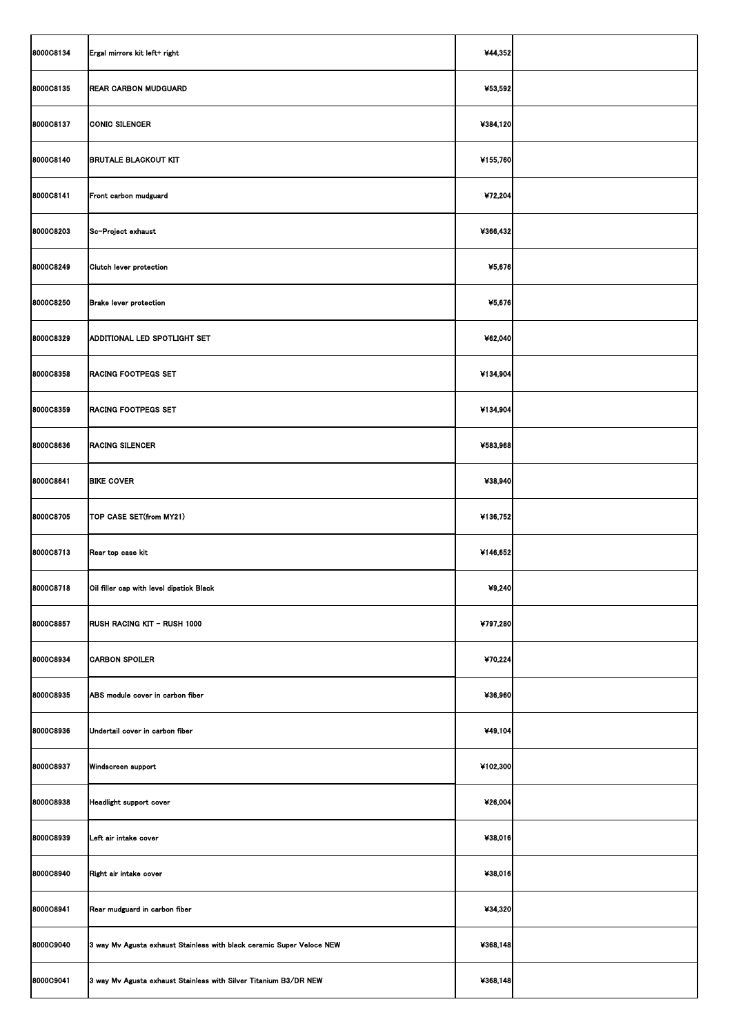| | | | |
|---|---|---|---|
| 8000C8134 | Ergal mirrors kit left+ right | ¥44,352 | |
| 8000C8135 | REAR CARBON MUDGUARD | ¥53,592 | |
| 8000C8137 | CONIC SILENCER | ¥384,120 | |
| 8000C8140 | BRUTALE BLACKOUT KIT | ¥155,760 | |
| 8000C8141 | Front carbon mudguard | ¥72,204 | |
| 8000C8203 | Sc-Project exhaust | ¥366,432 | |
| 8000C8249 | Clutch lever protection | ¥5,676 | |
| 8000C8250 | Brake lever protection | ¥5,676 | |
| 8000C8329 | ADDITIONAL LED SPOTLIGHT SET | ¥62,040 | |
| 8000C8358 | RACING FOOTPEGS SET | ¥134,904 | |
| 8000C8359 | RACING FOOTPEGS SET | ¥134,904 | |
| 8000C8636 | RACING SILENCER | ¥583,968 | |
| 8000C8641 | BIKE COVER | ¥38,940 | |
| 8000C8705 | TOP CASE SET(from MY21) | ¥136,752 | |
| 8000C8713 | Rear top case kit | ¥146,652 | |
| 8000C8718 | Oil filler cap with level dipstick Black | ¥9,240 | |
| 8000C8857 | RUSH RACING KIT - RUSH 1000 | ¥797,280 | |
| 8000C8934 | CARBON SPOILER | ¥70,224 | |
| 8000C8935 | ABS module cover in carbon fiber | ¥36,960 | |
| 8000C8936 | Undertail cover in carbon fiber | ¥49,104 | |
| 8000C8937 | Windscreen support | ¥102,300 | |
| 8000C8938 | Headlight support cover | ¥26,004 | |
| 8000C8939 | Left air intake cover | ¥38,016 | |
| 8000C8940 | Right air intake cover | ¥38,016 | |
| 8000C8941 | Rear mudguard in carbon fiber | ¥34,320 | |
| 8000C9040 | 3 way Mv Agusta exhaust Stainless with black ceramic Super Veloce NEW | ¥368,148 | |
| 8000C9041 | 3 way Mv Agusta exhaust Stainless with Silver Titanium B3/DR NEW | ¥368,148 | |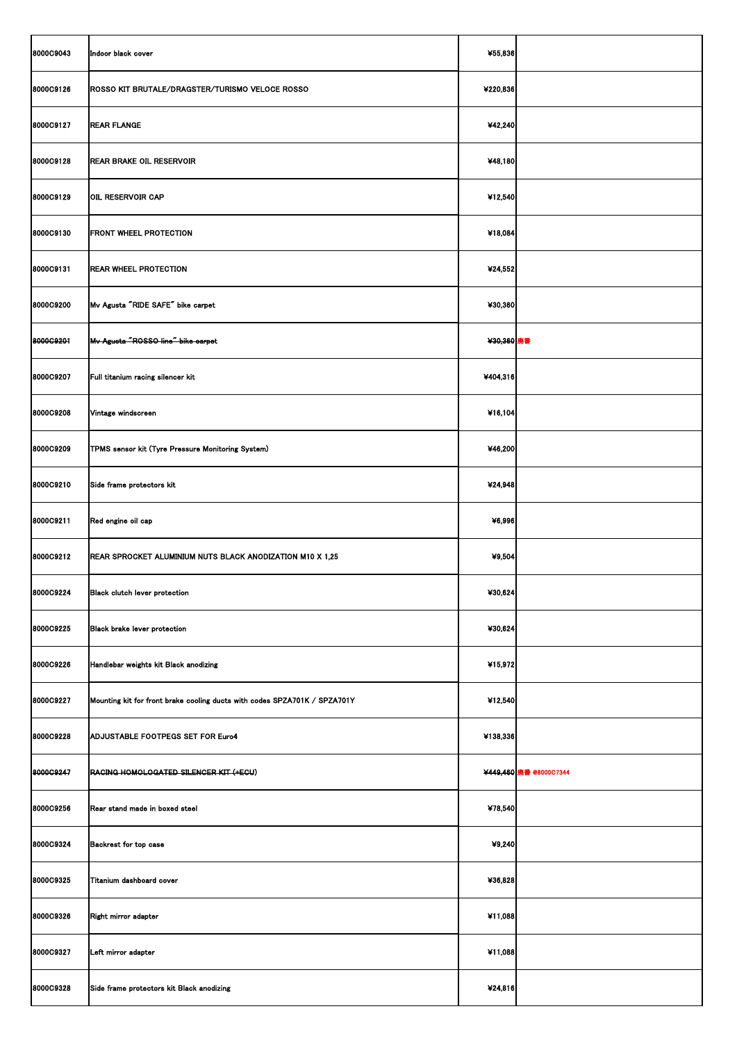| | | | |
|---|---|---|---|
| 8000C9043 | Indoor black cover | ¥55,836 | |
| 8000C9126 | ROSSO KIT BRUTALE/DRAGSTER/TURISMO VELOCE ROSSO | ¥220,836 | |
| 8000C9127 | REAR FLANGE | ¥42,240 | |
| 8000C9128 | REAR BRAKE OIL RESERVOIR | ¥48,180 | |
| 8000C9129 | OIL RESERVOIR CAP | ¥12,540 | |
| 8000C9130 | FRONT WHEEL PROTECTION | ¥18,084 | |
| 8000C9131 | REAR WHEEL PROTECTION | ¥24,552 | |
| 8000C9200 | Mv Agusta "RIDE SAFE" bike carpet | ¥30,360 | |
| ~~8000C9201~~ | ~~Mv Agusta "ROSSO line" bike carpet~~ | ~~¥30,360~~ | 廃番 |
| 8000C9207 | Full titanium racing silencer kit | ¥404,316 | |
| 8000C9208 | Vintage windscreen | ¥16,104 | |
| 8000C9209 | TPMS sensor kit (Tyre Pressure Monitoring System) | ¥46,200 | |
| 8000C9210 | Side frame protectors kit | ¥24,948 | |
| 8000C9211 | Red engine oil cap | ¥6,996 | |
| 8000C9212 | REAR SPROCKET ALUMINIUM NUTS BLACK ANODIZATION M10 X 1,25 | ¥9,504 | |
| 8000C9224 | Black clutch lever protection | ¥30,624 | |
| 8000C9225 | Black brake lever protection | ¥30,624 | |
| 8000C9226 | Handlebar weights kit Black anodizing | ¥15,972 | |
| 8000C9227 | Mounting kit for front brake cooling ducts with codes SPZA701K / SPZA701Y | ¥12,540 | |
| 8000C9228 | ADJUSTABLE FOOTPEGS SET FOR Euro4 | ¥138,336 | |
| ~~8000C9247~~ | ~~RACING HOMOLOGATED SILENCER KIT (+ECU)~~ | ~~¥449,460~~ | 廃番 ⇒8000C7344 |
| 8000C9256 | Rear stand made in boxed steel | ¥78,540 | |
| 8000C9324 | Backrest for top case | ¥9,240 | |
| 8000C9325 | Titanium dashboard cover | ¥36,828 | |
| 8000C9326 | Right mirror adapter | ¥11,088 | |
| 8000C9327 | Left mirror adapter | ¥11,088 | |
| 8000C9328 | Side frame protectors kit Black anodizing | ¥24,816 | |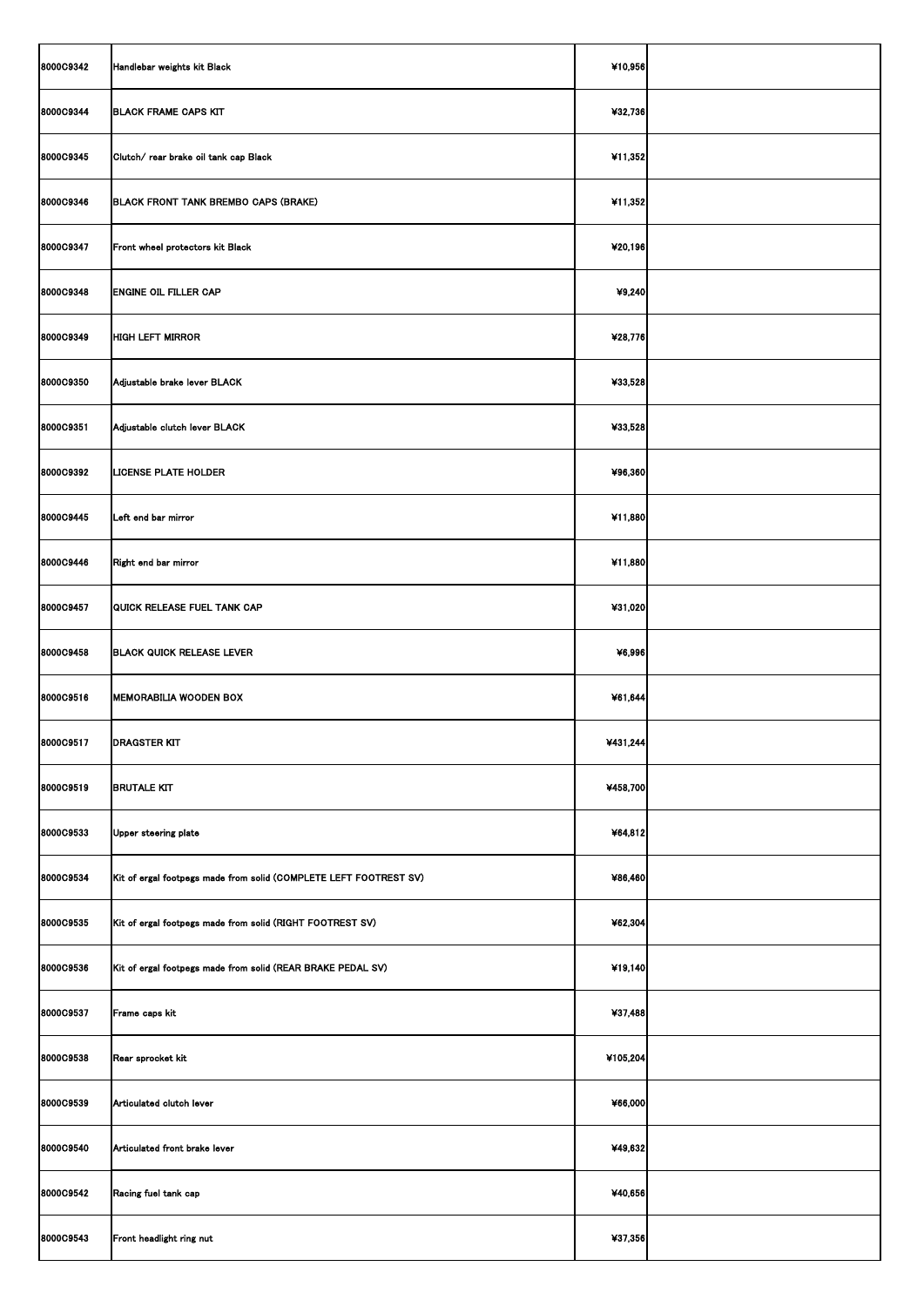| | | | |
|---|---|---|---|
| 8000C9342 | Handlebar weights kit Black | ¥10,956 | |
| 8000C9344 | BLACK FRAME CAPS KIT | ¥32,736 | |
| 8000C9345 | Clutch/ rear brake oil tank cap Black | ¥11,352 | |
| 8000C9346 | BLACK FRONT TANK BREMBO CAPS (BRAKE) | ¥11,352 | |
| 8000C9347 | Front wheel protectors kit Black | ¥20,196 | |
| 8000C9348 | ENGINE OIL FILLER CAP | ¥9,240 | |
| 8000C9349 | HIGH LEFT MIRROR | ¥28,776 | |
| 8000C9350 | Adjustable brake lever BLACK | ¥33,528 | |
| 8000C9351 | Adjustable clutch lever BLACK | ¥33,528 | |
| 8000C9392 | LICENSE PLATE HOLDER | ¥96,360 | |
| 8000C9445 | Left end bar mirror | ¥11,880 | |
| 8000C9446 | Right end bar mirror | ¥11,880 | |
| 8000C9457 | QUICK RELEASE FUEL TANK CAP | ¥31,020 | |
| 8000C9458 | BLACK QUICK RELEASE LEVER | ¥6,996 | |
| 8000C9516 | MEMORABILIA WOODEN BOX | ¥61,644 | |
| 8000C9517 | DRAGSTER KIT | ¥431,244 | |
| 8000C9519 | BRUTALE KIT | ¥458,700 | |
| 8000C9533 | Upper steering plate | ¥64,812 | |
| 8000C9534 | Kit of ergal footpegs made from solid (COMPLETE LEFT FOOTREST SV) | ¥86,460 | |
| 8000C9535 | Kit of ergal footpegs made from solid (RIGHT FOOTREST SV) | ¥62,304 | |
| 8000C9536 | Kit of ergal footpegs made from solid (REAR BRAKE PEDAL SV) | ¥19,140 | |
| 8000C9537 | Frame caps kit | ¥37,488 | |
| 8000C9538 | Rear sprocket kit | ¥105,204 | |
| 8000C9539 | Articulated clutch lever | ¥66,000 | |
| 8000C9540 | Articulated front brake lever | ¥49,632 | |
| 8000C9542 | Racing fuel tank cap | ¥40,656 | |
| 8000C9543 | Front headlight ring nut | ¥37,356 | |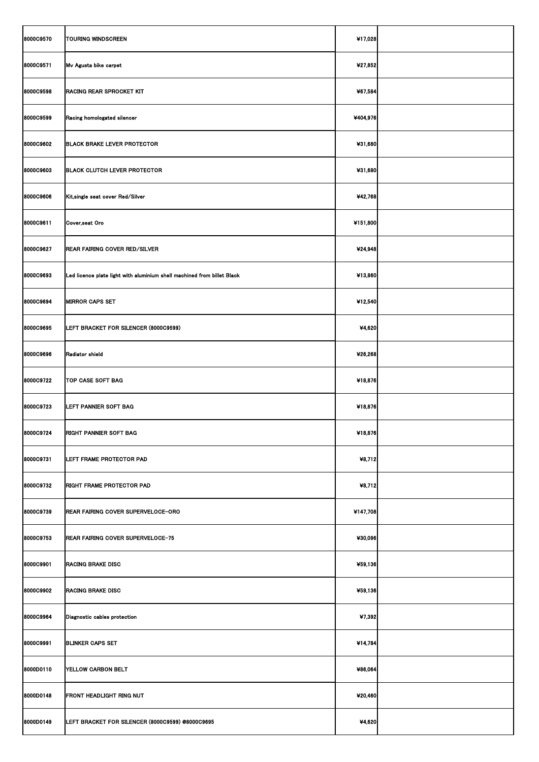| | | | |
|---|---|---|---|
| 8000C9570 | TOURING WINDSCREEN | ¥17,028 | |
| 8000C9571 | Mv Agusta bike carpet | ¥27,852 | |
| 8000C9598 | RACING REAR SPROCKET KIT | ¥67,584 | |
| 8000C9599 | Racing homologated silencer | ¥404,976 | |
| 8000C9602 | BLACK BRAKE LEVER PROTECTOR | ¥31,680 | |
| 8000C9603 | BLACK CLUTCH LEVER PROTECTOR | ¥31,680 | |
| 8000C9606 | Kit,single seat cover Red/Silver | ¥42,768 | |
| 8000C9611 | Cover,seat Oro | ¥151,800 | |
| 8000C9627 | REAR FAIRING COVER RED/SILVER | ¥24,948 | |
| 8000C9693 | Led licence plate light with aluminium shell machined from billet Black | ¥13,860 | |
| 8000C9694 | MIRROR CAPS SET | ¥12,540 | |
| 8000C9695 | LEFT BRACKET FOR SILENCER (8000C9599) | ¥4,620 | |
| 8000C9696 | Radiator shield | ¥26,268 | |
| 8000C9722 | TOP CASE SOFT BAG | ¥18,876 | |
| 8000C9723 | LEFT PANNIER SOFT BAG | ¥18,876 | |
| 8000C9724 | RIGHT PANNIER SOFT BAG | ¥18,876 | |
| 8000C9731 | LEFT FRAME PROTECTOR PAD | ¥8,712 | |
| 8000C9732 | RIGHT FRAME PROTECTOR PAD | ¥8,712 | |
| 8000C9739 | REAR FAIRING COVER SUPERVELOCE-ORO | ¥147,708 | |
| 8000C9753 | REAR FAIRING COVER SUPERVELOCE-75 | ¥30,096 | |
| 8000C9901 | RACING BRAKE DISC | ¥59,136 | |
| 8000C9902 | RACING BRAKE DISC | ¥59,136 | |
| 8000C9964 | Diagnostic cables protection | ¥7,392 | |
| 8000C9991 | BLINKER CAPS SET | ¥14,784 | |
| 8000D0110 | YELLOW CARBON BELT | ¥86,064 | |
| 8000D0148 | FRONT HEADLIGHT RING NUT | ¥20,460 | |
| 8000D0149 | LEFT BRACKET FOR SILENCER (8000C9599) @8000C9695 | ¥4,620 | |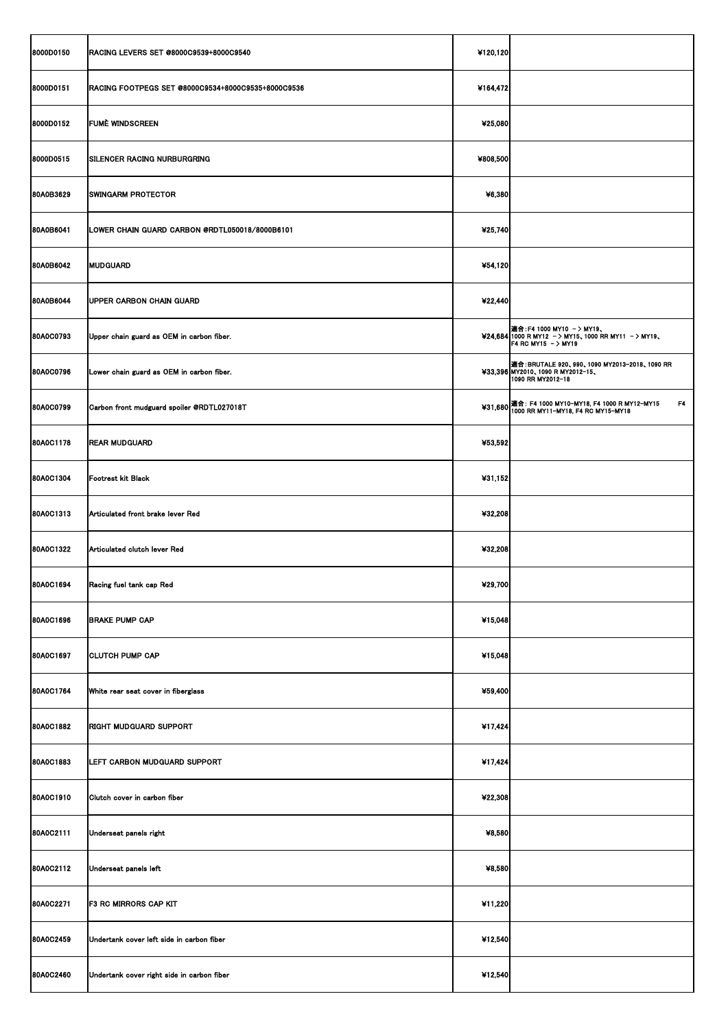| | | | |
|---|---|---|---|
| 8000D0150 | RACING LEVERS SET @8000C9539+8000C9540 | ¥120,120 | |
| 8000D0151 | RACING FOOTPEGS SET @8000C9534+8000C9535+8000C9536 | ¥164,472 | |
| 8000D0152 | FUMÈ WINDSCREEN | ¥25,080 | |
| 8000D0515 | SILENCER RACING NURBURGRING | ¥808,500 | |
| 80A0B3629 | SWINGARM PROTECTOR | ¥6,380 | |
| 80A0B6041 | LOWER CHAIN GUARD CARBON @RDTL050018/8000B6101 | ¥25,740 | |
| 80A0B6042 | MUDGUARD | ¥54,120 | |
| 80A0B6044 | UPPER CARBON CHAIN GUARD | ¥22,440 | |
| 80A0C0793 | Upper chain guard as OEM in carbon fiber. | ¥24,684 | 適合:F4 1000 MY10 －＞MY19、1000 R MY12 －＞MY15、1000 RR MY11 －＞MY19、F4 RC MY15 －＞MY19 |
| 80A0C0796 | Lower chain guard as OEM in carbon fiber. | ¥33,396 | 適合:BRUTALE 920、990、1090 MY2013-2018、1090 RR MY2010、1090 R MY2012-15、1090 RR MY2012-18 |
| 80A0C0799 | Carbon front mudguard spoiler @RDTL027018T | ¥31,680 | 適合: F4 1000 MY10-MY18, F4 1000 R MY12-MY15 F4 1000 RR MY11-MY18, F4 RC MY15-MY18 |
| 80A0C1178 | REAR MUDGUARD | ¥53,592 | |
| 80A0C1304 | Footrest kit Black | ¥31,152 | |
| 80A0C1313 | Articulated front brake lever Red | ¥32,208 | |
| 80A0C1322 | Articulated clutch lever Red | ¥32,208 | |
| 80A0C1694 | Racing fuel tank cap Red | ¥29,700 | |
| 80A0C1696 | BRAKE PUMP CAP | ¥15,048 | |
| 80A0C1697 | CLUTCH PUMP CAP | ¥15,048 | |
| 80A0C1764 | White rear seat cover in fiberglass | ¥59,400 | |
| 80A0C1882 | RIGHT MUDGUARD SUPPORT | ¥17,424 | |
| 80A0C1883 | LEFT CARBON MUDGUARD SUPPORT | ¥17,424 | |
| 80A0C1910 | Clutch cover in carbon fiber | ¥22,308 | |
| 80A0C2111 | Underseat panels right | ¥8,580 | |
| 80A0C2112 | Underseat panels left | ¥8,580 | |
| 80A0C2271 | F3 RC MIRRORS CAP KIT | ¥11,220 | |
| 80A0C2459 | Undertank cover left side in carbon fiber | ¥12,540 | |
| 80A0C2460 | Undertank cover right side in carbon fiber | ¥12,540 | |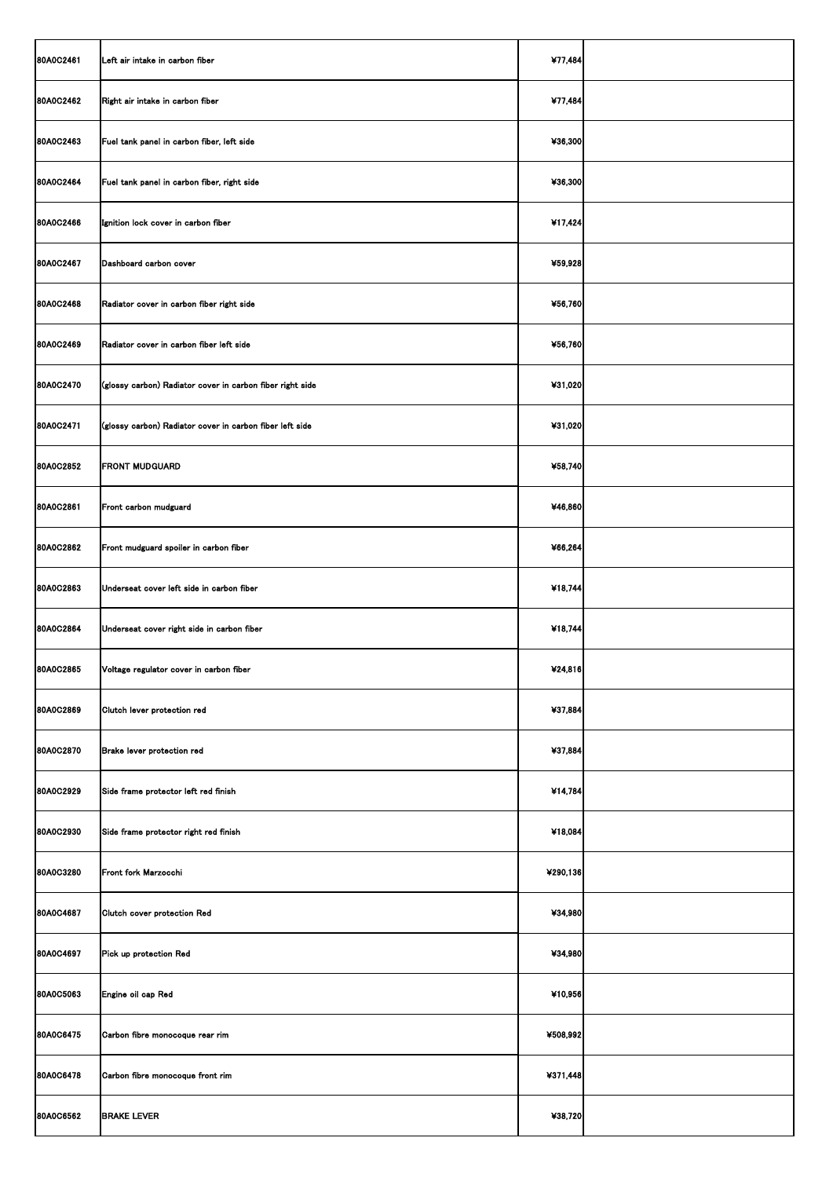| | | | |
|---|---|---|---|
| 80A0C2461 | Left air intake in carbon fiber | ¥77,484 | |
| 80A0C2462 | Right air intake in carbon fiber | ¥77,484 | |
| 80A0C2463 | Fuel tank panel in carbon fiber, left side | ¥36,300 | |
| 80A0C2464 | Fuel tank panel in carbon fiber, right side | ¥36,300 | |
| 80A0C2466 | Ignition lock cover in carbon fiber | ¥17,424 | |
| 80A0C2467 | Dashboard carbon cover | ¥59,928 | |
| 80A0C2468 | Radiator cover in carbon fiber right side | ¥56,760 | |
| 80A0C2469 | Radiator cover in carbon fiber left side | ¥56,760 | |
| 80A0C2470 | (glossy carbon) Radiator cover in carbon fiber right side | ¥31,020 | |
| 80A0C2471 | (glossy carbon) Radiator cover in carbon fiber left side | ¥31,020 | |
| 80A0C2852 | FRONT MUDGUARD | ¥58,740 | |
| 80A0C2861 | Front carbon mudguard | ¥46,860 | |
| 80A0C2862 | Front mudguard spoiler in carbon fiber | ¥66,264 | |
| 80A0C2863 | Underseat cover left side in carbon fiber | ¥18,744 | |
| 80A0C2864 | Underseat cover right side in carbon fiber | ¥18,744 | |
| 80A0C2865 | Voltage regulator cover in carbon fiber | ¥24,816 | |
| 80A0C2869 | Clutch lever protection red | ¥37,884 | |
| 80A0C2870 | Brake lever protection red | ¥37,884 | |
| 80A0C2929 | Side frame protector left red finish | ¥14,784 | |
| 80A0C2930 | Side frame protector right red finish | ¥18,084 | |
| 80A0C3280 | Front fork Marzocchi | ¥290,136 | |
| 80A0C4687 | Clutch cover protection Red | ¥34,980 | |
| 80A0C4697 | Pick up protection Red | ¥34,980 | |
| 80A0C5063 | Engine oil cap Red | ¥10,956 | |
| 80A0C6475 | Carbon fibre monocoque rear rim | ¥508,992 | |
| 80A0C6478 | Carbon fibre monocoque front rim | ¥371,448 | |
| 80A0C6562 | BRAKE LEVER | ¥38,720 | |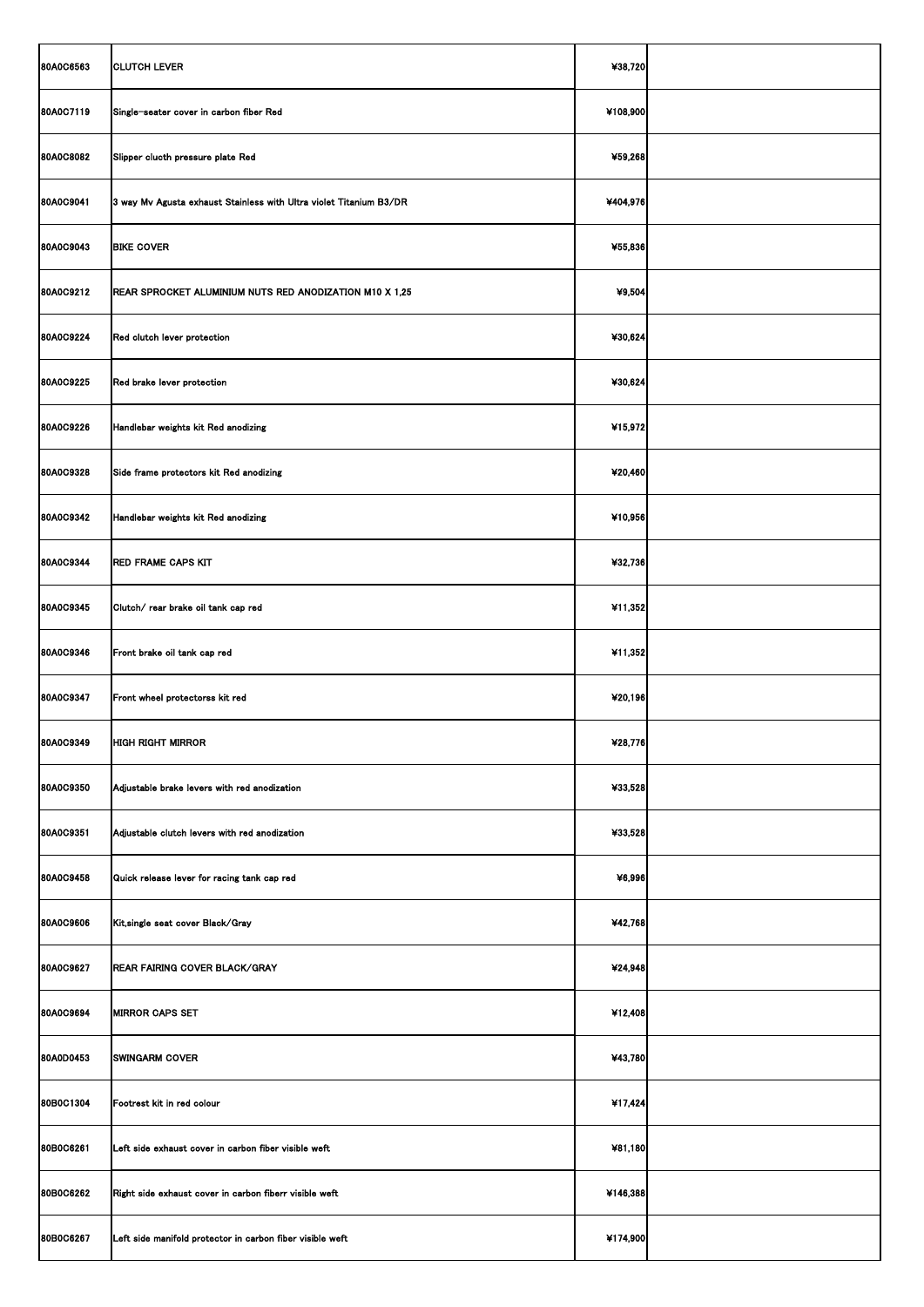| | | | |
|---|---|---|---|
| 80A0C6563 | CLUTCH LEVER | ¥38,720 | |
| 80A0C7119 | Single-seater cover in carbon fiber Red | ¥108,900 | |
| 80A0C8082 | Slipper clucth pressure plate Red | ¥59,268 | |
| 80A0C9041 | 3 way Mv Agusta exhaust Stainless with Ultra violet Titanium B3/DR | ¥404,976 | |
| 80A0C9043 | BIKE COVER | ¥55,836 | |
| 80A0C9212 | REAR SPROCKET ALUMINIUM NUTS RED ANODIZATION M10 X 1,25 | ¥9,504 | |
| 80A0C9224 | Red clutch lever protection | ¥30,624 | |
| 80A0C9225 | Red brake lever protection | ¥30,624 | |
| 80A0C9226 | Handlebar weights kit Red anodizing | ¥15,972 | |
| 80A0C9328 | Side frame protectors kit Red anodizing | ¥20,460 | |
| 80A0C9342 | Handlebar weights kit Red anodizing | ¥10,956 | |
| 80A0C9344 | RED FRAME CAPS KIT | ¥32,736 | |
| 80A0C9345 | Clutch/ rear brake oil tank cap red | ¥11,352 | |
| 80A0C9346 | Front brake oil tank cap red | ¥11,352 | |
| 80A0C9347 | Front wheel protectorss kit red | ¥20,196 | |
| 80A0C9349 | HIGH RIGHT MIRROR | ¥28,776 | |
| 80A0C9350 | Adjustable brake levers with red anodization | ¥33,528 | |
| 80A0C9351 | Adjustable clutch levers with red anodization | ¥33,528 | |
| 80A0C9458 | Quick release lever for racing tank cap red | ¥6,996 | |
| 80A0C9606 | Kit,single seat cover Black/Gray | ¥42,768 | |
| 80A0C9627 | REAR FAIRING COVER BLACK/GRAY | ¥24,948 | |
| 80A0C9694 | MIRROR CAPS SET | ¥12,408 | |
| 80A0D0453 | SWINGARM COVER | ¥43,780 | |
| 80B0C1304 | Footrest kit in red colour | ¥17,424 | |
| 80B0C6261 | Left side exhaust cover in carbon fiber visible weft | ¥81,180 | |
| 80B0C6262 | Right side exhaust cover in carbon fiberr visible weft | ¥146,388 | |
| 80B0C6267 | Left side manifold protector in carbon fiber visible weft | ¥174,900 | |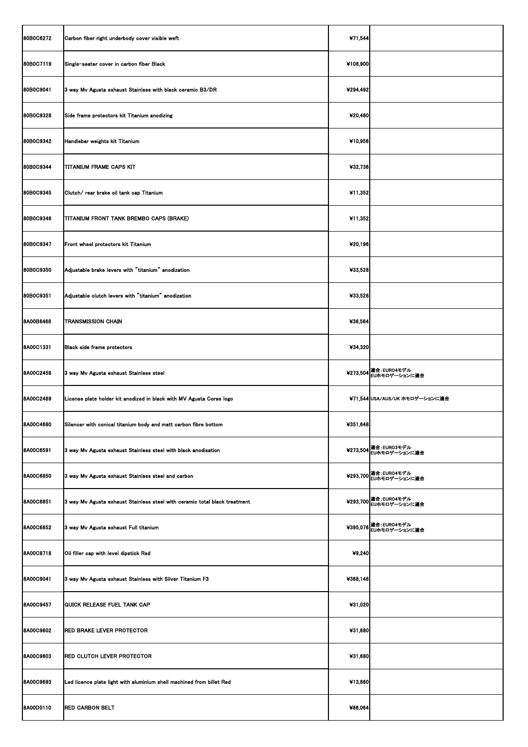| | | | |
|---|---|---|---|
| 80B0C6272 | Carbon fiber right underbody cover visible weft | ¥71,544 | |
| 80B0C7119 | Single-seater cover in carbon fiber Black | ¥108,900 | |
| 80B0C9041 | 3 way Mv Agusta exhaust Stainless with black ceramic B3/DR | ¥294,492 | |
| 80B0C9328 | Side frame protectors kit Titanium anodizing | ¥20,460 | |
| 80B0C9342 | Handlebar weights kit Titanium | ¥10,956 | |
| 80B0C9344 | TITANIUM FRAME CAPS KIT | ¥32,736 | |
| 80B0C9345 | Clutch/ rear brake oil tank cap Titanium | ¥11,352 | |
| 80B0C9346 | TITANIUM FRONT TANK BREMBO CAPS (BRAKE) | ¥11,352 | |
| 80B0C9347 | Front wheel protectors kit Titanium | ¥20,196 | |
| 80B0C9350 | Adjustable brake levers with "titanium" anodization | ¥33,528 | |
| 80B0C9351 | Adjustable clutch levers with "titanium" anodization | ¥33,528 | |
| 8A00B6468 | TRANSMISSION CHAIN | ¥36,564 | |
| 8A00C1331 | Black side frame protectors | ¥34,320 | |
| 8A00C2458 | 3 way Mv Agusta exhaust Stainless steel | ¥273,504 | 適合:EURO4モデル EUホモロゲーションに適合 |
| 8A00C2489 | License plate holder kit anodized in black with MV Agusta Corse logo | ¥71,544 | USA/AUS/UK ホモロゲーションに適合 |
| 8A00C4680 | Silencer with conical titanium body and matt carbon fibre bottom | ¥351,648 | |
| 8A00C6591 | 3 way Mv Agusta exhaust Stainless steel with black anodisation | ¥273,504 | 適合:EURO3モデル EUホモロゲーションに適合 |
| 8A00C6850 | 3 way Mv Agusta exhaust Stainless steel and carbon | ¥293,700 | 適合:EURO4モデル EUホモロゲーションに適合 |
| 8A00C6851 | 3 way Mv Agusta exhaust Stainless steel with ceramic total black treatment | ¥293,700 | 適合:EURO4モデル EUホモロゲーションに適合 |
| 8A00C6852 | 3 way Mv Agusta exhaust Full titanium | ¥395,076 | 適合:EURO4モデル EUホモロゲーションに適合 |
| 8A00C8718 | Oil filler cap with level dipstick Red | ¥9,240 | |
| 8A00C9041 | 3 way Mv Agusta exhaust Stainless with Silver Titanium F3 | ¥368,148 | |
| 8A00C9457 | QUICK RELEASE FUEL TANK CAP | ¥31,020 | |
| 8A00C9602 | RED BRAKE LEVER PROTECTOR | ¥31,680 | |
| 8A00C9603 | RED CLUTCH LEVER PROTECTOR | ¥31,680 | |
| 8A00C9693 | Led licence plate light with aluminium shell machined from billet Red | ¥13,860 | |
| 8A00D0110 | RED CARBON BELT | ¥86,064 | |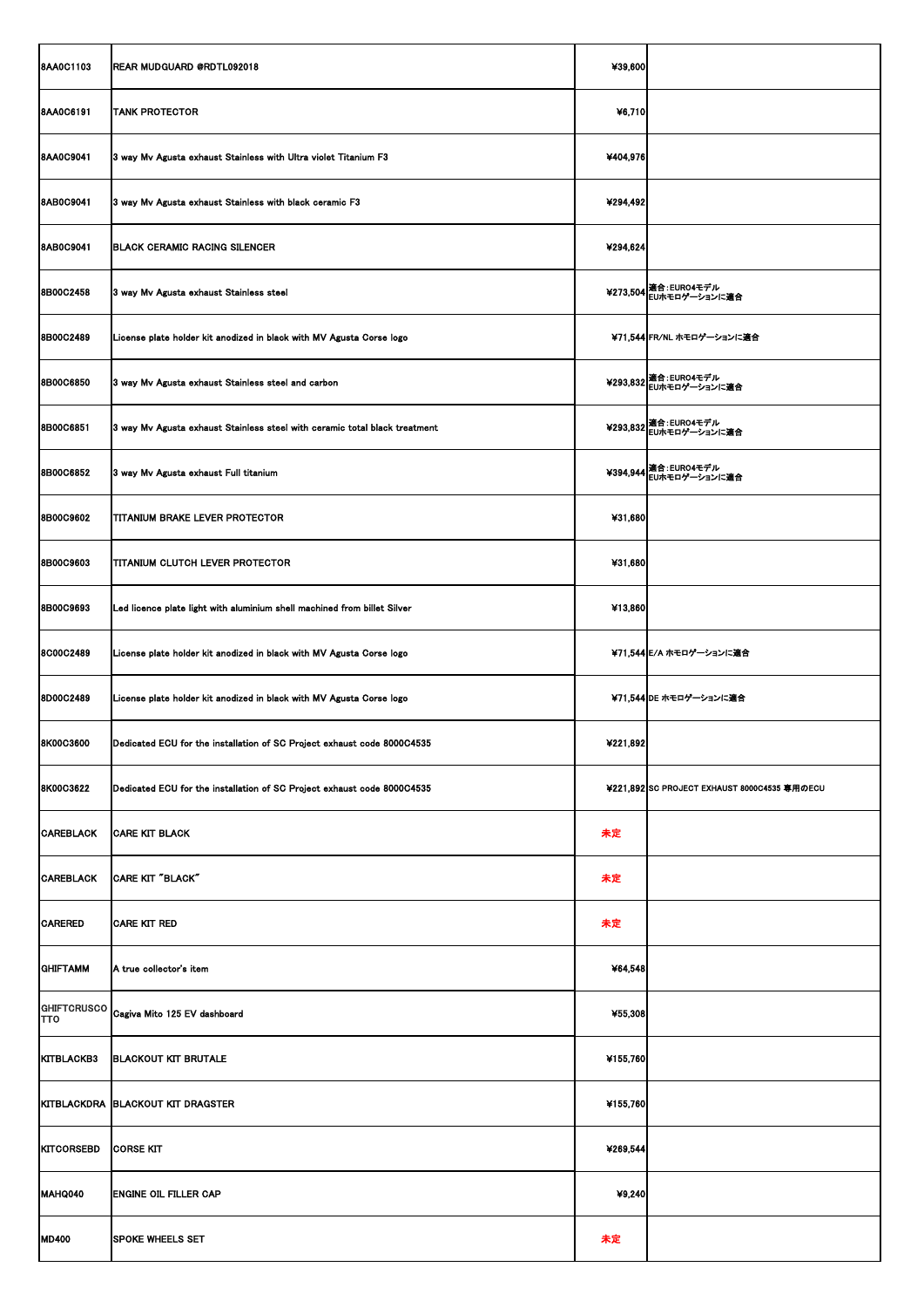| | | | |
|---|---|---|---|
| 8AA0C1103 | REAR MUDGUARD @RDTL092018 | ¥39,600 | |
| 8AA0C6191 | TANK PROTECTOR | ¥6,710 | |
| 8AA0C9041 | 3 way Mv Agusta exhaust Stainless with Ultra violet Titanium F3 | ¥404,976 | |
| 8AB0C9041 | 3 way Mv Agusta exhaust Stainless with black ceramic F3 | ¥294,492 | |
| 8AB0C9041 | BLACK CERAMIC RACING SILENCER | ¥294,624 | |
| 8B00C2458 | 3 way Mv Agusta exhaust Stainless steel | ¥273,504 | 適合:EURO4モデル EUホモロゲーションに適合 |
| 8B00C2489 | License plate holder kit anodized in black with MV Agusta Corse logo | ¥71,544 | FR/NL ホモロゲーションに適合 |
| 8B00C6850 | 3 way Mv Agusta exhaust Stainless steel and carbon | ¥293,832 | 適合:EURO4モデル EUホモロゲーションに適合 |
| 8B00C6851 | 3 way Mv Agusta exhaust Stainless steel with ceramic total black treatment | ¥293,832 | 適合:EURO4モデル EUホモロゲーションに適合 |
| 8B00C6852 | 3 way Mv Agusta exhaust Full titanium | ¥394,944 | 適合:EURO4モデル EUホモロゲーションに適合 |
| 8B00C9602 | TITANIUM BRAKE LEVER PROTECTOR | ¥31,680 | |
| 8B00C9603 | TITANIUM CLUTCH LEVER PROTECTOR | ¥31,680 | |
| 8B00C9693 | Led licence plate light with aluminium shell machined from billet Silver | ¥13,860 | |
| 8C00C2489 | License plate holder kit anodized in black with MV Agusta Corse logo | ¥71,544 | E/A ホモロゲーションに適合 |
| 8D00C2489 | License plate holder kit anodized in black with MV Agusta Corse logo | ¥71,544 | DE ホモロゲーションに適合 |
| 8K00C3600 | Dedicated ECU for the installation of SC Project exhaust code 8000C4535 | ¥221,892 | |
| 8K00C3622 | Dedicated ECU for the installation of SC Project exhaust code 8000C4535 | ¥221,892 | SC PROJECT EXHAUST 8000C4535 専用のECU |
| CAREBLACK | CARE KIT BLACK | 未定 | |
| CAREBLACK | CARE KIT "BLACK" | 未定 | |
| CARERED | CARE KIT RED | 未定 | |
| GHIFTAMM | A true collector's item | ¥64,548 | |
| GHIFTCRUSCOTTO | Cagiva Mito 125 EV dashboard | ¥55,308 | |
| KITBLACKB3 | BLACKOUT KIT BRUTALE | ¥155,760 | |
| KITBLACKDRA | BLACKOUT KIT DRAGSTER | ¥155,760 | |
| KITCORSEBD | CORSE KIT | ¥269,544 | |
| MAHQ040 | ENGINE OIL FILLER CAP | ¥9,240 | |
| MD400 | SPOKE WHEELS SET | 未定 | |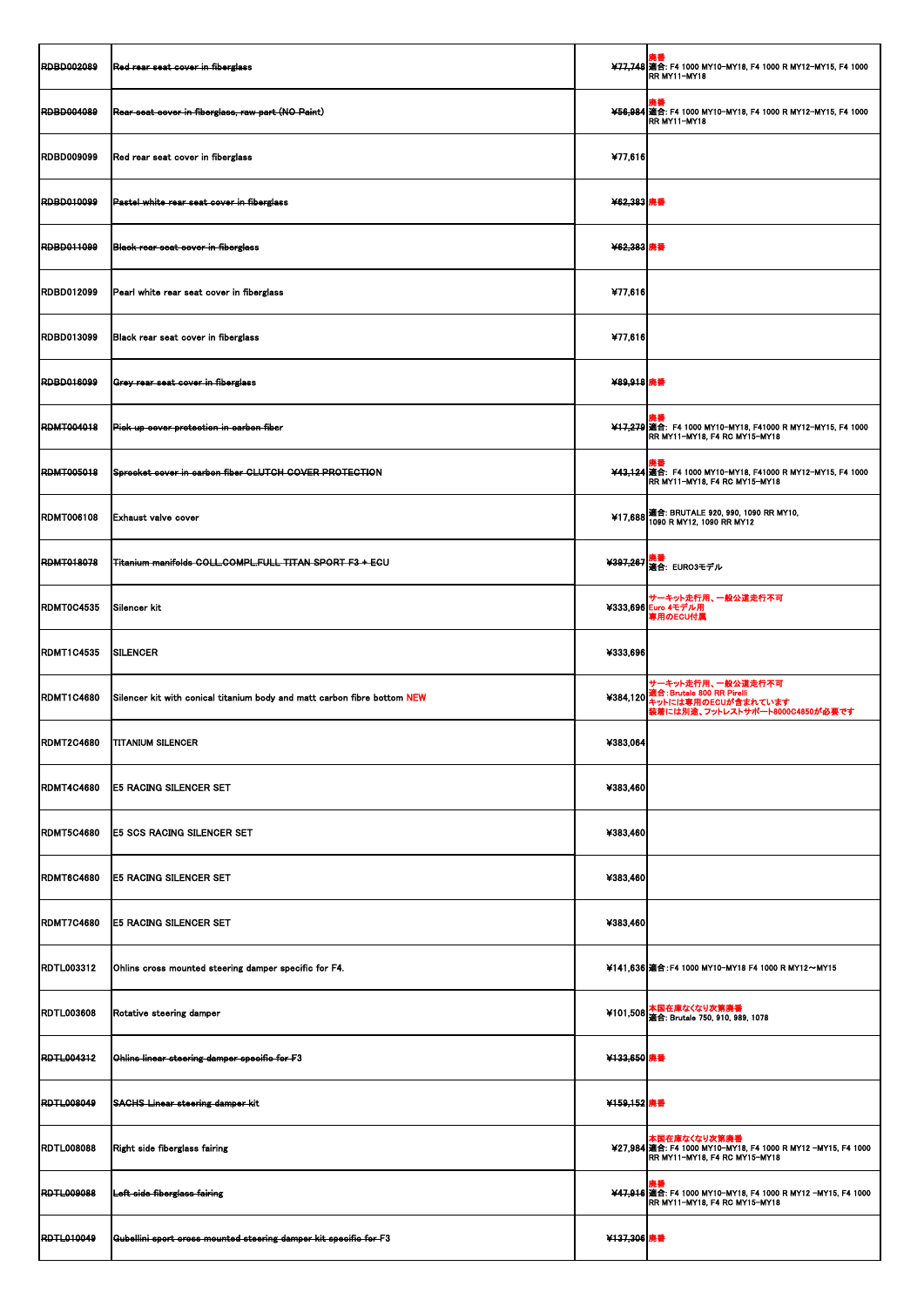| | | | |
|---|---|---|---|
| ~~RDBD002089~~ | ~~Red rear seat cover in fiberglass~~ | ~~¥77,748~~ | 廃番<br>適合: F4 1000 MY10-MY18, F4 1000 R MY12-MY15, F4 1000 RR MY11-MY18 |
| ~~RDBD004089~~ | ~~Rear seat cover in fiberglass, raw part (NO Paint)~~ | ~~¥56,984~~ | 廃番<br>適合: F4 1000 MY10-MY18, F4 1000 R MY12-MY15, F4 1000 RR MY11-MY18 |
| RDBD009099 | Red rear seat cover in fiberglass | ¥77,616 | |
| ~~RDBD010099~~ | ~~Pastel white rear seat cover in fiberglass~~ | ~~¥62,383~~ | 廃番 |
| ~~RDBD011099~~ | ~~Black rear seat cover in fiberglass~~ | ~~¥62,383~~ | 廃番 |
| RDBD012099 | Pearl white rear seat cover in fiberglass | ¥77,616 | |
| RDBD013099 | Black rear seat cover in fiberglass | ¥77,616 | |
| ~~RDBD016099~~ | ~~Grey rear seat cover in fiberglass~~ | ~~¥89,918~~ | 廃番 |
| ~~RDMT004018~~ | ~~Pick up cover protection in carbon fiber~~ | ~~¥17,279~~ | 廃番<br>適合: F4 1000 MY10-MY18, F41000 R MY12-MY15, F4 1000 RR MY11-MY18, F4 RC MY15-MY18 |
| ~~RDMT005018~~ | ~~Sprocket cover in carbon fiber CLUTCH COVER PROTECTION~~ | ~~¥43,124~~ | 廃番<br>適合: F4 1000 MY10-MY18, F41000 R MY12-MY15, F4 1000 RR MY11-MY18, F4 RC MY15-MY18 |
| RDMT006108 | Exhaust valve cover | ¥17,688 | 適合: BRUTALE 920, 990, 1090 RR MY10, 1090 R MY12, 1090 RR MY12 |
| ~~RDMT018078~~ | ~~Titanium manifolds COLL.COMPL.FULL TITAN SPORT F3 + ECU~~ | ~~¥397,267~~ | 廃番<br>適合: EURO3モデル |
| RDMT0C4535 | Silencer kit | ¥333,696 | サーキット走行用、一般公道走行不可<br>Euro 4モデル用<br>専用のECU付属 |
| RDMT1C4535 | SILENCER | ¥333,696 | |
| RDMT1C4680 | Silencer kit with conical titanium body and matt carbon fibre bottom NEW | ¥384,120 | サーキット走行用、一般公道走行不可<br>適合：Brutale 800 RR Pirelli<br>キットには専用のECUが含まれています<br>装着には別途、フットレストサポート8000C4850が必要です |
| RDMT2C4680 | TITANIUM SILENCER | ¥383,064 | |
| RDMT4C4680 | E5 RACING SILENCER SET | ¥383,460 | |
| RDMT5C4680 | E5 SCS RACING SILENCER SET | ¥383,460 | |
| RDMT6C4680 | E5 RACING SILENCER SET | ¥383,460 | |
| RDMT7C4680 | E5 RACING SILENCER SET | ¥383,460 | |
| RDTL003312 | Ohlins cross mounted steering damper specific for F4. | ¥141,636 | 適合：F4 1000 MY10-MY18 F4 1000 R MY12～MY15 |
| RDTL003608 | Rotative steering damper | ¥101,508 | 本国在庫なくなり次第廃番<br>適合: Brutale 750, 910, 989, 1078 |
| ~~RDTL004312~~ | ~~Ohlins linear steering damper specific for F3~~ | ~~¥133,650~~ | 廃番 |
| ~~RDTL008049~~ | ~~SACHS Linear steering damper kit~~ | ~~¥159,152~~ | 廃番 |
| RDTL008088 | Right side fiberglass fairing | ¥27,984 | 本国在庫なくなり次第廃番<br>適合: F4 1000 MY10-MY18, F4 1000 R MY12 -MY15, F4 1000 RR MY11-MY18, F4 RC MY15-MY18 |
| ~~RDTL009088~~ | ~~Left side fiberglass fairing~~ | ~~¥47,916~~ | 廃番<br>適合: F4 1000 MY10-MY18, F4 1000 R MY12 -MY15, F4 1000 RR MY11-MY18, F4 RC MY15-MY18 |
| ~~RDTL010049~~ | ~~Gubellini sport cross mounted steering damper kit specific for F3~~ | ~~¥137,306~~ | 廃番 |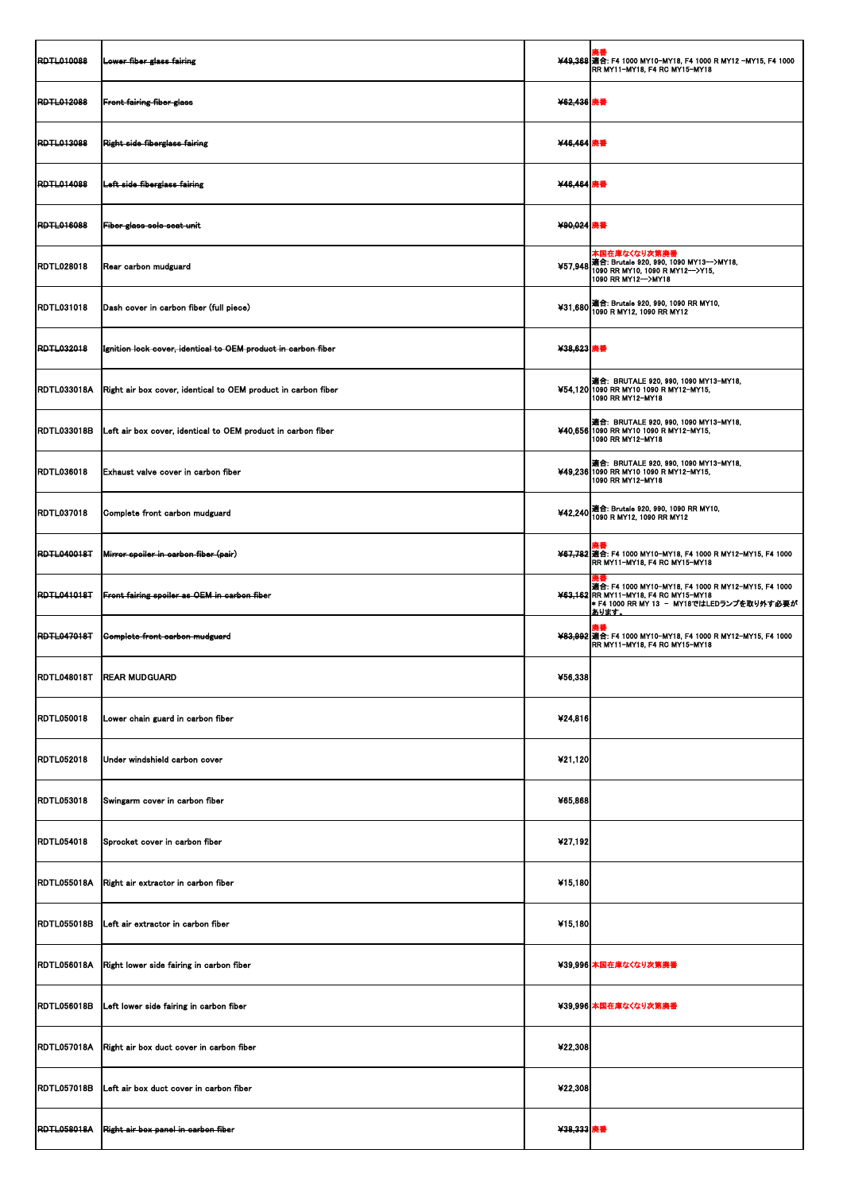| | | | |
|---|---|---|---|
| ~~RDTL010088~~ | ~~Lower fiber glass fairing~~ | ~~¥49,368~~ | 廃番<br>適合: F4 1000 MY10-MY18, F4 1000 R MY12 -MY15, F4 1000 RR MY11-MY18, F4 RC MY15-MY18 |
| ~~RDTL012088~~ | ~~Front fairing fiber glass~~ | ~~¥62,436~~ | 廃番 |
| ~~RDTL013088~~ | ~~Right side fiberglass fairing~~ | ~~¥46,464~~ | 廃番 |
| ~~RDTL014088~~ | ~~Left side fiberglass fairing~~ | ~~¥46,464~~ | 廃番 |
| ~~RDTL016088~~ | ~~Fiber glass solo seat unit~~ | ~~¥90,024~~ | 廃番 |
| RDTL028018 | Rear carbon mudguard | ¥57,948 | 本国在庫なくなり次第廃番<br>適合: Brutale 920, 990, 1090 MY13--->MY18, 1090 RR MY10, 1090 R MY12--->Y15, 1090 RR MY12--->MY18 |
| RDTL031018 | Dash cover in carbon fiber (full piece) | ¥31,680 | 適合: Brutale 920, 990, 1090 RR MY10, 1090 R MY12, 1090 RR MY12 |
| ~~RDTL032018~~ | ~~Ignition lock cover, identical to OEM product in carbon fiber~~ | ~~¥38,623~~ | 廃番 |
| RDTL033018A | Right air box cover, identical to OEM product in carbon fiber | ¥54,120 | 適合: BRUTALE 920, 990, 1090 MY13-MY18, 1090 RR MY10 1090 R MY12-MY15, 1090 RR MY12-MY18 |
| RDTL033018B | Left air box cover, identical to OEM product in carbon fiber | ¥40,656 | 適合: BRUTALE 920, 990, 1090 MY13-MY18, 1090 RR MY10 1090 R MY12-MY15, 1090 RR MY12-MY18 |
| RDTL036018 | Exhaust valve cover in carbon fiber | ¥49,236 | 適合: BRUTALE 920, 990, 1090 MY13-MY18, 1090 RR MY10 1090 R MY12-MY15, 1090 RR MY12-MY18 |
| RDTL037018 | Complete front carbon mudguard | ¥42,240 | 適合: Brutale 920, 990, 1090 RR MY10, 1090 R MY12, 1090 RR MY12 |
| ~~RDTL040018T~~ | ~~Mirror spoiler in carbon fiber (pair)~~ | ~~¥67,782~~ | 廃番<br>適合: F4 1000 MY10-MY18, F4 1000 R MY12-MY15, F4 1000 RR MY11-MY18, F4 RC MY15-MY18 |
| ~~RDTL041018T~~ | ~~Front fairing spoiler as OEM in carbon fiber~~ | ~~¥63,162~~ | 廃番<br>適合: F4 1000 MY10-MY18, F4 1000 R MY12-MY15, F4 1000 RR MY11-MY18, F4 RC MY15-MY18<br>* F4 1000 RR MY 13 – MY18ではLEDランプを取り外す必要があります。 |
| ~~RDTL047018T~~ | ~~Complete front carbon mudguard~~ | ~~¥83,992~~ | 廃番<br>適合: F4 1000 MY10-MY18, F4 1000 R MY12-MY15, F4 1000 RR MY11-MY18, F4 RC MY15-MY18 |
| RDTL048018T | REAR MUDGUARD | ¥56,338 | |
| RDTL050018 | Lower chain guard in carbon fiber | ¥24,816 | |
| RDTL052018 | Under windshield carbon cover | ¥21,120 | |
| RDTL053018 | Swingarm cover in carbon fiber | ¥65,868 | |
| RDTL054018 | Sprocket cover in carbon fiber | ¥27,192 | |
| RDTL055018A | Right air extractor in carbon fiber | ¥15,180 | |
| RDTL055018B | Left air extractor in carbon fiber | ¥15,180 | |
| RDTL056018A | Right lower side fairing in carbon fiber | ¥39,996 | 本国在庫なくなり次第廃番 |
| RDTL056018B | Left lower side fairing in carbon fiber | ¥39,996 | 本国在庫なくなり次第廃番 |
| RDTL057018A | Right air box duct cover in carbon fiber | ¥22,308 | |
| RDTL057018B | Left air box duct cover in carbon fiber | ¥22,308 | |
| ~~RDTL058018A~~ | ~~Right air box panel in carbon fiber~~ | ~~¥38,333~~ | 廃番 |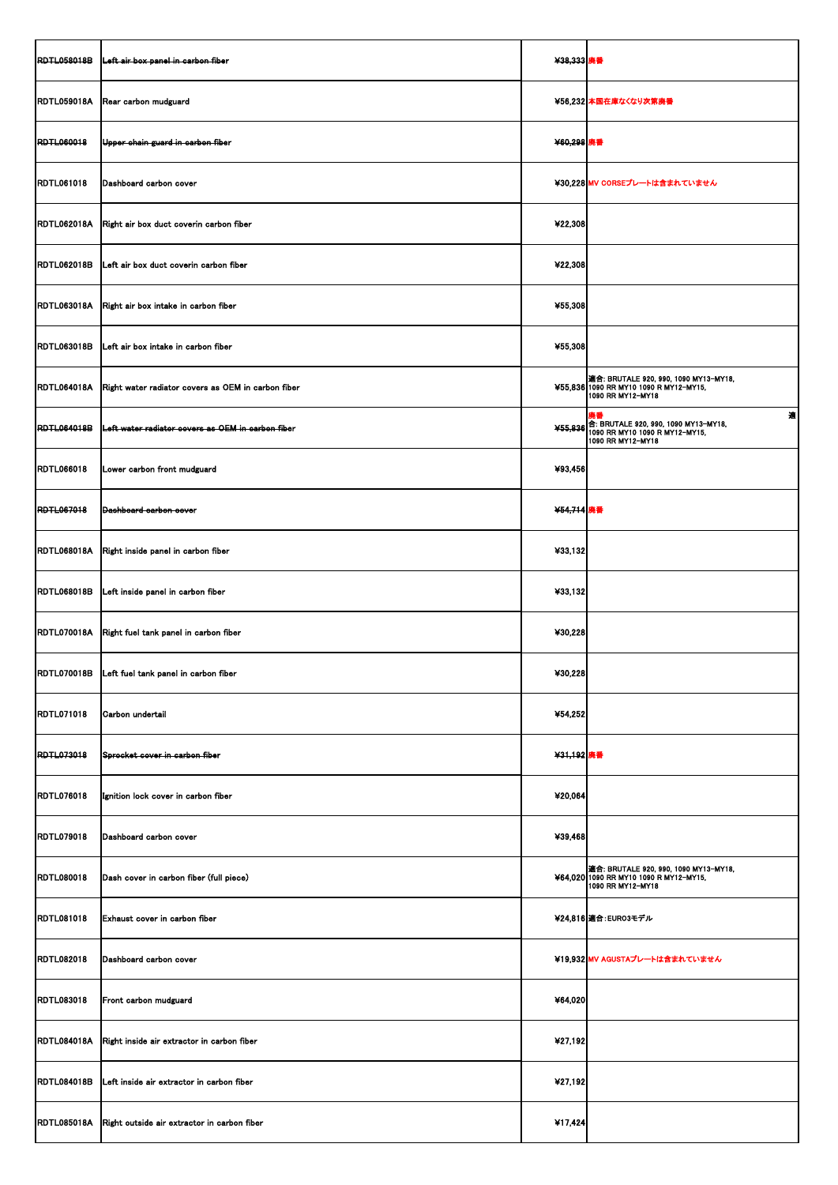| | | | |
|---|---|---|---|
| ~~RDTL058018B~~ | ~~Left air box panel in carbon fiber~~ | ~~¥38,333~~ | 廃番 |
| RDTL059018A | Rear carbon mudguard | ¥56,232 | 本国在庫なくなり次第廃番 |
| ~~RDTL060018~~ | ~~Upper chain guard in carbon fiber~~ | ~~¥60,298~~ | 廃番 |
| RDTL061018 | Dashboard carbon cover | ¥30,228 | MV CORSEプレートは含まれていません |
| RDTL062018A | Right air box duct coverin carbon fiber | ¥22,308 | |
| RDTL062018B | Left air box duct coverin carbon fiber | ¥22,308 | |
| RDTL063018A | Right air box intake in carbon fiber | ¥55,308 | |
| RDTL063018B | Left air box intake in carbon fiber | ¥55,308 | |
| RDTL064018A | Right water radiator covers as OEM in carbon fiber | ¥55,836 | 適合: BRUTALE 920, 990, 1090 MY13-MY18, 1090 RR MY10 1090 R MY12-MY15, 1090 RR MY12-MY18 |
| ~~RDTL064018B~~ | ~~Left water radiator covers as OEM in carbon fiber~~ | ~~¥55,836~~ | 廃番 適合: BRUTALE 920, 990, 1090 MY13-MY18, 1090 RR MY10 1090 R MY12-MY15, 1090 RR MY12-MY18 |
| RDTL066018 | Lower carbon front mudguard | ¥93,456 | |
| ~~RDTL067018~~ | ~~Dashboard carbon cover~~ | ~~¥54,714~~ | 廃番 |
| RDTL068018A | Right inside panel in carbon fiber | ¥33,132 | |
| RDTL068018B | Left inside panel in carbon fiber | ¥33,132 | |
| RDTL070018A | Right fuel tank panel in carbon fiber | ¥30,228 | |
| RDTL070018B | Left fuel tank panel in carbon fiber | ¥30,228 | |
| RDTL071018 | Carbon undertail | ¥54,252 | |
| ~~RDTL073018~~ | ~~Sprocket cover in carbon fiber~~ | ~~¥31,192~~ | 廃番 |
| RDTL076018 | Ignition lock cover in carbon fiber | ¥20,064 | |
| RDTL079018 | Dashboard carbon cover | ¥39,468 | |
| RDTL080018 | Dash cover in carbon fiber (full piece) | ¥64,020 | 適合: BRUTALE 920, 990, 1090 MY13-MY18, 1090 RR MY10 1090 R MY12-MY15, 1090 RR MY12-MY18 |
| RDTL081018 | Exhaust cover in carbon fiber | ¥24,816 | 適合:EURO3モデル |
| RDTL082018 | Dashboard carbon cover | ¥19,932 | MV AGUSTAプレートは含まれていません |
| RDTL083018 | Front carbon mudguard | ¥64,020 | |
| RDTL084018A | Right inside air extractor in carbon fiber | ¥27,192 | |
| RDTL084018B | Left inside air extractor in carbon fiber | ¥27,192 | |
| RDTL085018A | Right outside air extractor in carbon fiber | ¥17,424 | |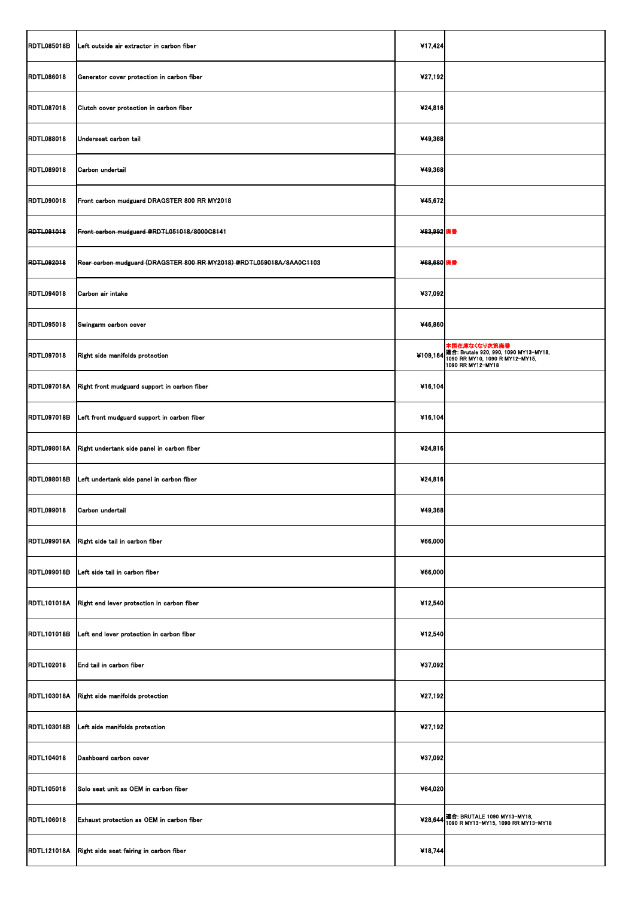| | | | |
|---|---|---|---|
| RDTL085018B | Left outside air extractor in carbon fiber | ¥17,424 | |
| RDTL086018 | Generator cover protection in carbon fiber | ¥27,192 | |
| RDTL087018 | Clutch cover protection in carbon fiber | ¥24,816 | |
| RDTL088018 | Underseat carbon tail | ¥49,368 | |
| RDTL089018 | Carbon undertail | ¥49,368 | |
| RDTL090018 | Front carbon mudguard DRAGSTER 800 RR MY2018 | ¥45,672 | |
| ~~RDTL091018~~ | ~~Front carbon mudguard @RDTL051018/8000C8141~~ | ~~¥83,992~~ | 廃番 |
| ~~RDTL092018~~ | ~~Rear carbon mudguard (DRAGSTER 800 RR MY2018) @RDTL059018A/8AA0C1103~~ | ~~¥68,680~~ | 廃番 |
| RDTL094018 | Carbon air intake | ¥37,092 | |
| RDTL095018 | Swingarm carbon cover | ¥46,860 | |
| RDTL097018 | Right side manifolds protection | ¥109,164 | 本国在庫なくなり次第廃番<br>適合: Brutale 920, 990, 1090 MY13-MY18, 1090 RR MY10, 1090 R MY12-MY15, 1090 RR MY12-MY18 |
| RDTL097018A | Right front mudguard support in carbon fiber | ¥16,104 | |
| RDTL097018B | Left front mudguard support in carbon fiber | ¥16,104 | |
| RDTL098018A | Right undertank side panel in carbon fiber | ¥24,816 | |
| RDTL098018B | Left undertank side panel in carbon fiber | ¥24,816 | |
| RDTL099018 | Carbon undertail | ¥49,368 | |
| RDTL099018A | Right side tail in carbon fiber | ¥66,000 | |
| RDTL099018B | Left side tail in carbon fiber | ¥66,000 | |
| RDTL101018A | Right end lever protection in carbon fiber | ¥12,540 | |
| RDTL101018B | Left end lever protection in carbon fiber | ¥12,540 | |
| RDTL102018 | End tail in carbon fiber | ¥37,092 | |
| RDTL103018A | Right side manifolds protection | ¥27,192 | |
| RDTL103018B | Left side manifolds protection | ¥27,192 | |
| RDTL104018 | Dashboard carbon cover | ¥37,092 | |
| RDTL105018 | Solo seat unit as OEM in carbon fiber | ¥64,020 | |
| RDTL106018 | Exhaust protection as OEM in carbon fiber | ¥28,644 | 適合: BRUTALE 1090 MY13-MY18, 1090 R MY13-MY15, 1090 RR MY13-MY18 |
| RDTL121018A | Right side seat fairing in carbon fiber | ¥18,744 | |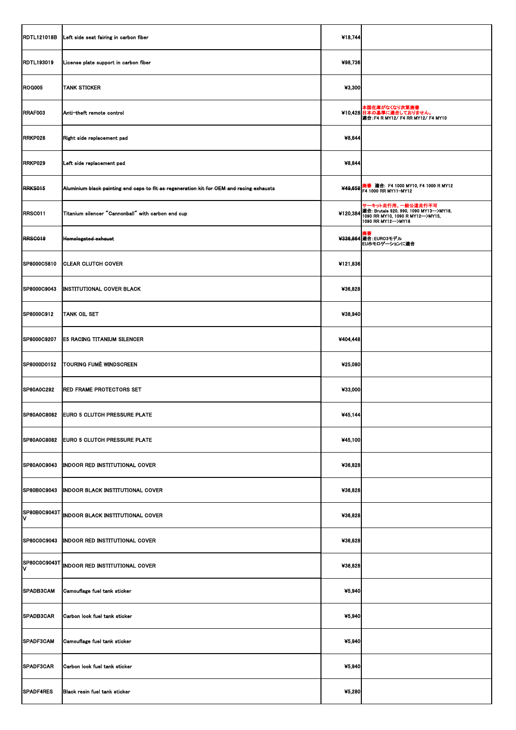| | | | |
|---|---|---|---|
| RDTL121018B | Left side seat fairing in carbon fiber | ¥18,744 | |
| RDTL193019 | License plate support in carbon fiber | ¥98,736 | |
| ROG005 | TANK STICKER | ¥3,300 | |
| RRAF003 | Anti-theft remote control | ¥10,428 | 本国在庫がなくなり次第廃番<br>日本の基準に適合しておりません。<br>適合:F4 R MY12/ F4 RR MY12/ F4 MY10 |
| RRKP028 | Right side replacement pad | ¥8,844 | |
| RRKP029 | Left side replacement pad | ¥8,844 | |
| ~~RRKS015~~ | ~~Aluminium black painting end caps to fit as regeneration kit for OEM and racing exhausts~~ | ~~¥49,658~~ | 廃番　適合: F4 1000 MY10, F4 1000 R MY12<br>F4 1000 RR MY11–MY12 |
| RRSC011 | Titanium silencer "Cannonball" with carbon end cup | ¥120,384 | サーキット走行用、一般公道走行不可<br>適合: Brutale 920, 990, 1090 MY13—>MY18,<br>1090 RR MY10, 1090 R MY12—>MY15,<br>1090 RR MY12—>MY18 |
| ~~RRSC019~~ | ~~Homologated exhaust~~ | ~~¥336,864~~ | 廃番<br>適合:EURO3モデル<br>EUホモロゲーションに適合 |
| SP8000C5810 | CLEAR CLUTCH COVER | ¥121,836 | |
| SP8000C9043 | INSTITUTIONAL COVER BLACK | ¥36,828 | |
| SP8000C912 | TANK OIL SET | ¥38,940 | |
| SP8000C9207 | E5 RACING TITANIUM SILENCER | ¥404,448 | |
| SP8000D0152 | TOURING FUMÈ WINDSCREEN | ¥25,080 | |
| SP80A0C292 | RED FRAME PROTECTORS SET | ¥33,000 | |
| SP80A0C8082 | EURO 5 CLUTCH PRESSURE PLATE | ¥45,144 | |
| SP80A0C8082 | EURO 5 CLUTCH PRESSURE PLATE | ¥45,100 | |
| SP80A0C9043 | INDOOR RED INSTITUTIONAL COVER | ¥36,828 | |
| SP80B0C9043 | INDOOR BLACK INSTITUTIONAL COVER | ¥36,828 | |
| SP80B0C9043TV | INDOOR BLACK INSTITUTIONAL COVER | ¥36,828 | |
| SP80C0C9043 | INDOOR RED INSTITUTIONAL COVER | ¥36,828 | |
| SP80C0C9043TV | INDOOR RED INSTITUTIONAL COVER | ¥36,828 | |
| SPADB3CAM | Camouflage fuel tank sticker | ¥5,940 | |
| SPADB3CAR | Carbon look fuel tank sticker | ¥5,940 | |
| SPADF3CAM | Camouflage fuel tank sticker | ¥5,940 | |
| SPADF3CAR | Carbon look fuel tank sticker | ¥5,940 | |
| SPADF4RES | Black resin fuel tank sticker | ¥5,280 | |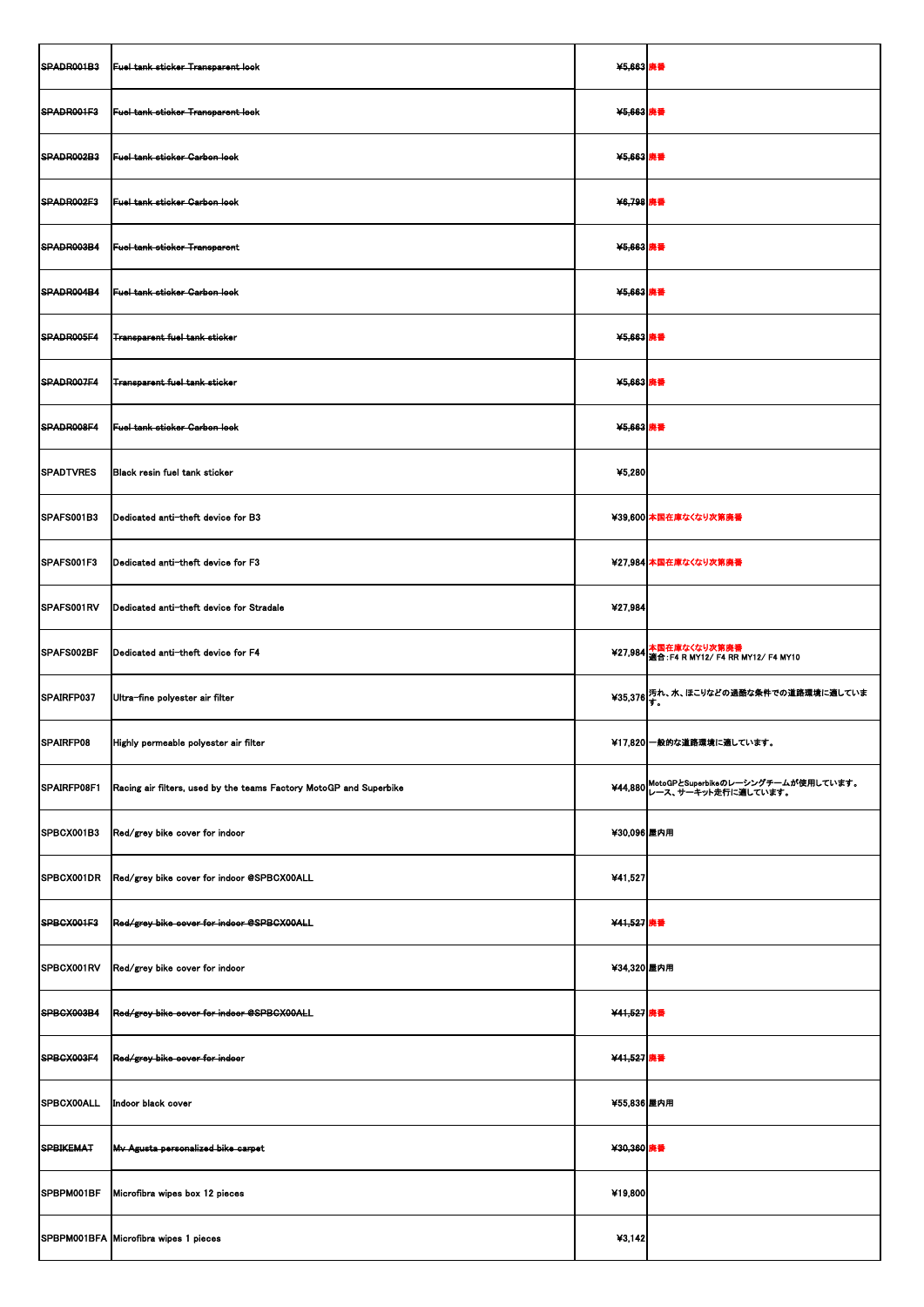| | | | |
|---|---|---|---|
| ~~SPADR001B3~~ | ~~Fuel tank sticker Transparent look~~ | ~~¥5,663~~ | 廃番 |
| ~~SPADR001F3~~ | ~~Fuel tank sticker Transparent look~~ | ~~¥5,663~~ | 廃番 |
| ~~SPADR002B3~~ | ~~Fuel tank sticker Carbon look~~ | ~~¥5,663~~ | 廃番 |
| ~~SPADR002F3~~ | ~~Fuel tank sticker Carbon look~~ | ~~¥6,798~~ | 廃番 |
| ~~SPADR003B4~~ | ~~Fuel tank sticker Transparent~~ | ~~¥5,663~~ | 廃番 |
| ~~SPADR004B4~~ | ~~Fuel tank sticker Carbon look~~ | ~~¥5,663~~ | 廃番 |
| ~~SPADR005F4~~ | ~~Transparent fuel tank sticker~~ | ~~¥5,663~~ | 廃番 |
| ~~SPADR007F4~~ | ~~Transparent fuel tank sticker~~ | ~~¥5,663~~ | 廃番 |
| ~~SPADR008F4~~ | ~~Fuel tank sticker Carbon look~~ | ~~¥5,663~~ | 廃番 |
| SPADTVRES | Black resin fuel tank sticker | ¥5,280 | |
| SPAFS001B3 | Dedicated anti-theft device for B3 | ¥39,600 | 本国在庫なくなり次第廃番 |
| SPAFS001F3 | Dedicated anti-theft device for F3 | ¥27,984 | 本国在庫なくなり次第廃番 |
| SPAFS001RV | Dedicated anti-theft device for Stradale | ¥27,984 | |
| SPAFS002BF | Dedicated anti-theft device for F4 | ¥27,984 | 本国在庫なくなり次第廃番<br>適合：F4 R MY12/ F4 RR MY12/ F4 MY10 |
| SPAIRFP037 | Ultra-fine polyester air filter | ¥35,376 | 汚れ、水、ほこりなどの過酷な条件での道路環境に適しています。 |
| SPAIRFP08 | Highly permeable polyester air filter | ¥17,820 | 一般的な道路環境に適しています。 |
| SPAIRFP08F1 | Racing air filters, used by the teams Factory MotoGP and Superbike | ¥44,880 | MotoGPとSuperbikeのレーシングチームが使用しています。<br>レース、サーキット走行に適しています。 |
| SPBCX001B3 | Red/grey bike cover for indoor | ¥30,096 | 屋内用 |
| SPBCX001DR | Red/grey bike cover for indoor @SPBCX00ALL | ¥41,527 | |
| ~~SPBCX001F3~~ | ~~Red/grey bike cover for indoor @SPBCX00ALL~~ | ~~¥41,527~~ | 廃番 |
| SPBCX001RV | Red/grey bike cover for indoor | ¥34,320 | 屋内用 |
| ~~SPBCX003B4~~ | ~~Red/grey bike cover for indoor @SPBCX00ALL~~ | ~~¥41,527~~ | 廃番 |
| ~~SPBCX003F4~~ | ~~Red/grey bike cover for indoor~~ | ~~¥41,527~~ | 廃番 |
| SPBCX00ALL | Indoor black cover | ¥55,836 | 屋内用 |
| ~~SPBIKEMAT~~ | ~~Mv Agusta personalized bike carpet~~ | ~~¥30,360~~ | 廃番 |
| SPBPM001BF | Microfibra wipes box 12 pieces | ¥19,800 | |
| SPBPM001BFA | Microfibra wipes 1 pieces | ¥3,142 | |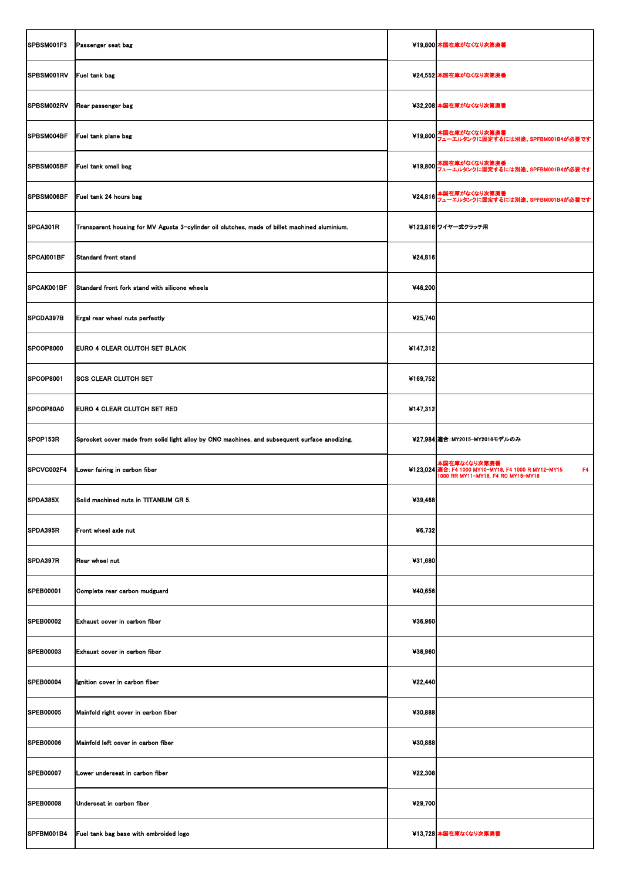| | | | |
|---|---|---|---|
| SPBSM001F3 | Passenger seat bag | ¥19,800 | 本国在庫がなくなり次第廃番 |
| SPBSM001RV | Fuel tank bag | ¥24,552 | 本国在庫がなくなり次第廃番 |
| SPBSM002RV | Rear passenger bag | ¥32,208 | 本国在庫がなくなり次第廃番 |
| SPBSM004BF | Fuel tank plane bag | ¥19,800 | 本国在庫がなくなり次第廃番<br>フューエルタンクに固定するには別途、SPFBM001B4が必要です |
| SPBSM005BF | Fuel tank small bag | ¥19,800 | 本国在庫がなくなり次第廃番<br>フューエルタンクに固定するには別途、SPFBM001B4が必要です |
| SPBSM006BF | Fuel tank 24 hours bag | ¥24,816 | 本国在庫がなくなり次第廃番<br>フューエルタンクに固定するには別途、SPFBM001B4が必要です |
| SPCA301R | Transparent housing for MV Agusta 3-cylinder oil clutches, made of billet machined aluminium. | ¥123,816 | ワイヤー式クラッチ用 |
| SPCAI001BF | Standard front stand | ¥24,816 | |
| SPCAK001BF | Standard front fork stand with silicone wheels | ¥46,200 | |
| SPCDA397B | Ergal rear wheel nuts perfectly | ¥25,740 | |
| SPCOP8000 | EURO 4 CLEAR CLUTCH SET BLACK | ¥147,312 | |
| SPCOP8001 | SCS CLEAR CLUTCH SET | ¥169,752 | |
| SPCOP80A0 | EURO 4 CLEAR CLUTCH SET RED | ¥147,312 | |
| SPCP153R | Sprocket cover made from solid light alloy by CNC machines, and subsequent surface anodizing. | ¥27,984 | 適合:MY2015-MY2016モデルのみ |
| SPCVC002F4 | Lower fairing in carbon fiber | ¥123,024 | 本国在庫なくなり次第廃番<br>適合: F4 1000 MY10-MY18, F4 1000 R MY12-MY15 F4 1000 RR MY11-MY18, F4 RC MY15-MY18 |
| SPDA385X | Solid machined nuts in TITANIUM GR 5. | ¥39,468 | |
| SPDA395R | Front wheel axle nut | ¥6,732 | |
| SPDA397R | Rear wheel nut | ¥31,680 | |
| SPEB00001 | Complete rear carbon mudguard | ¥40,656 | |
| SPEB00002 | Exhaust cover in carbon fiber | ¥36,960 | |
| SPEB00003 | Exhaust cover in carbon fiber | ¥36,960 | |
| SPEB00004 | Ignition cover in carbon fiber | ¥22,440 | |
| SPEB00005 | Mainfold right cover in carbon fiber | ¥30,888 | |
| SPEB00006 | Mainfold left cover in carbon fiber | ¥30,888 | |
| SPEB00007 | Lower underseat in carbon fiber | ¥22,308 | |
| SPEB00008 | Underseat in carbon fiber | ¥29,700 | |
| SPFBM001B4 | Fuel tank bag base with embroided logo | ¥13,728 | 本国在庫なくなり次第廃番 |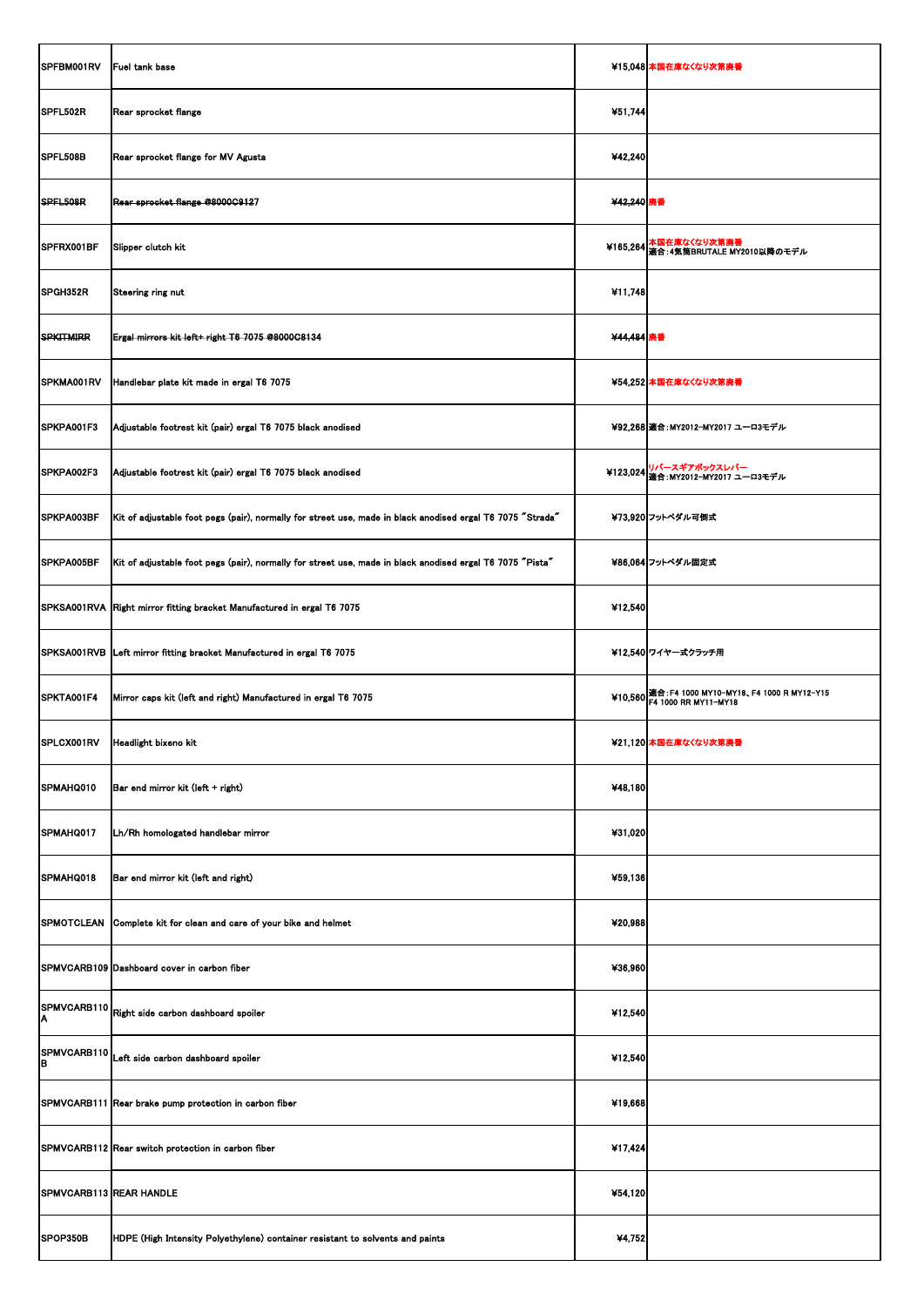| | | | |
|---|---|---|---|
| SPFBM001RV | Fuel tank base | ¥15,048 | 本国在庫なくなり次第廃番 |
| SPFL502R | Rear sprocket flange | ¥51,744 | |
| SPFL508B | Rear sprocket flange for MV Agusta | ¥42,240 | |
| ~~SPFL508R~~ | ~~Rear sprocket flange @8000C9127~~ | ~~¥42,240~~ | 廃番 |
| SPFRX001BF | Slipper clutch kit | ¥165,264 | 本国在庫なくなり次第廃番<br>適合：4気筒BRUTALE MY2010以降のモデル |
| SPGH352R | Steering ring nut | ¥11,748 | |
| ~~SPKITMIRR~~ | ~~Ergal mirrors kit left+ right T6 7075 @8000C8134~~ | ~~¥44,484~~ | 廃番 |
| SPKMA001RV | Handlebar plate kit made in ergal T6 7075 | ¥54,252 | 本国在庫なくなり次第廃番 |
| SPKPA001F3 | Adjustable footrest kit (pair) ergal T6 7075 black anodised | ¥92,268 | 適合：MY2012-MY2017 ユーロ3モデル |
| SPKPA002F3 | Adjustable footrest kit (pair) ergal T6 7075 black anodised | ¥123,024 | リバースギアボックスレバー<br>適合：MY2012-MY2017 ユーロ3モデル |
| SPKPA003BF | Kit of adjustable foot pegs (pair), normally for street use, made in black anodised ergal T6 7075 "Strada" | ¥73,920 | フットペダル可倒式 |
| SPKPA005BF | Kit of adjustable foot pegs (pair), normally for street use, made in black anodised ergal T6 7075 "Pista" | ¥86,064 | フットペダル固定式 |
| SPKSA001RVA | Right mirror fitting bracket Manufactured in ergal T6 7075 | ¥12,540 | |
| SPKSA001RVB | Left mirror fitting bracket Manufactured in ergal T6 7075 | ¥12,540 | ワイヤー式クラッチ用 |
| SPKTA001F4 | Mirror caps kit (left and right) Manufactured in ergal T6 7075 | ¥10,560 | 適合：F4 1000 MY10-MY18、F4 1000 R MY12-Y15<br>F4 1000 RR MY11-MY18 |
| SPLCX001RV | Headlight bixeno kit | ¥21,120 | 本国在庫なくなり次第廃番 |
| SPMAHQ010 | Bar end mirror kit (left + right) | ¥48,180 | |
| SPMAHQ017 | Lh/Rh homologated handlebar mirror | ¥31,020 | |
| SPMAHQ018 | Bar end mirror kit (left and right) | ¥59,136 | |
| SPMOTCLEAN | Complete kit for clean and care of your bike and helmet | ¥20,988 | |
| SPMVCARB109 | Dashboard cover in carbon fiber | ¥36,960 | |
| SPMVCARB110A | Right side carbon dashboard spoiler | ¥12,540 | |
| SPMVCARB110B | Left side carbon dashboard spoiler | ¥12,540 | |
| SPMVCARB111 | Rear brake pump protection in carbon fiber | ¥19,668 | |
| SPMVCARB112 | Rear switch protection in carbon fiber | ¥17,424 | |
| SPMVCARB113 | REAR HANDLE | ¥54,120 | |
| SPOP350B | HDPE (High Intensity Polyethylene) container resistant to solvents and paints | ¥4,752 | |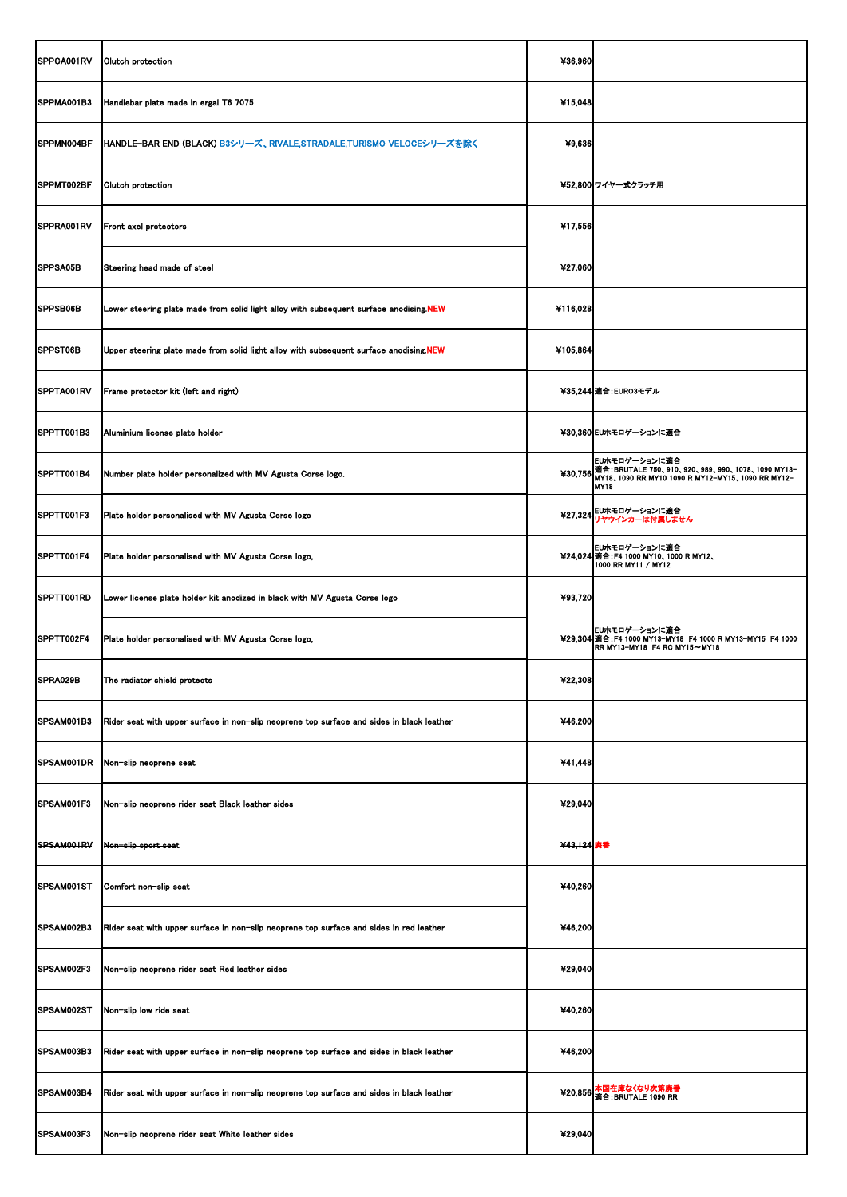| | | | |
|---|---|---|---|
| SPPCA001RV | Clutch protection | ¥36,960 | |
| SPPMA001B3 | Handlebar plate made in ergal T6 7075 | ¥15,048 | |
| SPPMN004BF | HANDLE-BAR END (BLACK) B3シリーズ、RIVALE,STRADALE,TURISMO VELOCEシリーズを除く | ¥9,636 | |
| SPPMT002BF | Clutch protection | ¥52,800 | ワイヤー式クラッチ用 |
| SPPRA001RV | Front axel protectors | ¥17,556 | |
| SPPSA05B | Steering head made of steel | ¥27,060 | |
| SPPSB06B | Lower steering plate made from solid light alloy with subsequent surface anodising.NEW | ¥116,028 | |
| SPPST06B | Upper steering plate made from solid light alloy with subsequent surface anodising.NEW | ¥105,864 | |
| SPPTA001RV | Frame protector kit (left and right) | ¥35,244 | 適合：EURO3モデル |
| SPPTT001B3 | Aluminium license plate holder | ¥30,360 | EUホモロゲーションに適合 |
| SPPTT001B4 | Number plate holder personalized with MV Agusta Corse logo. | ¥30,756 | EUホモロゲーションに適合<br>適合：BRUTALE 750、910、920、989、990、1078、1090 MY13-MY18、1090 RR MY10 1090 R MY12-MY15、1090 RR MY12-MY18 |
| SPPTT001F3 | Plate holder personalised with MV Agusta Corse logo | ¥27,324 | EUホモロゲーションに適合<br>リヤウインカーは付属しません |
| SPPTT001F4 | Plate holder personalised with MV Agusta Corse logo, | ¥24,024 | EUホモロゲーションに適合<br>適合：F4 1000 MY10、1000 R MY12、<br>1000 RR MY11 / MY12 |
| SPPTT001RD | Lower license plate holder kit anodized in black with MV Agusta Corse logo | ¥93,720 | |
| SPPTT002F4 | Plate holder personalised with MV Agusta Corse logo, | ¥29,304 | EUホモロゲーションに適合<br>適合：F4 1000 MY13-MY18 F4 1000 R MY13-MY15 F4 1000 RR MY13-MY18 F4 RC MY15～MY18 |
| SPRA029B | The radiator shield protects | ¥22,308 | |
| SPSAM001B3 | Rider seat with upper surface in non-slip neoprene top surface and sides in black leather | ¥46,200 | |
| SPSAM001DR | Non-slip neoprene seat | ¥41,448 | |
| SPSAM001F3 | Non-slip neoprene rider seat Black leather sides | ¥29,040 | |
| ~~SPSAM001RV~~ | ~~Non-slip sport seat~~ | ~~¥43,124~~ | 廃番 |
| SPSAM001ST | Comfort non-slip seat | ¥40,260 | |
| SPSAM002B3 | Rider seat with upper surface in non-slip neoprene top surface and sides in red leather | ¥46,200 | |
| SPSAM002F3 | Non-slip neoprene rider seat Red leather sides | ¥29,040 | |
| SPSAM002ST | Non-slip low ride seat | ¥40,260 | |
| SPSAM003B3 | Rider seat with upper surface in non-slip neoprene top surface and sides in black leather | ¥46,200 | |
| SPSAM003B4 | Rider seat with upper surface in non-slip neoprene top surface and sides in black leather | ¥20,856 | 本国在庫なくなり次第廃番<br>適合：BRUTALE 1090 RR |
| SPSAM003F3 | Non-slip neoprene rider seat White leather sides | ¥29,040 | |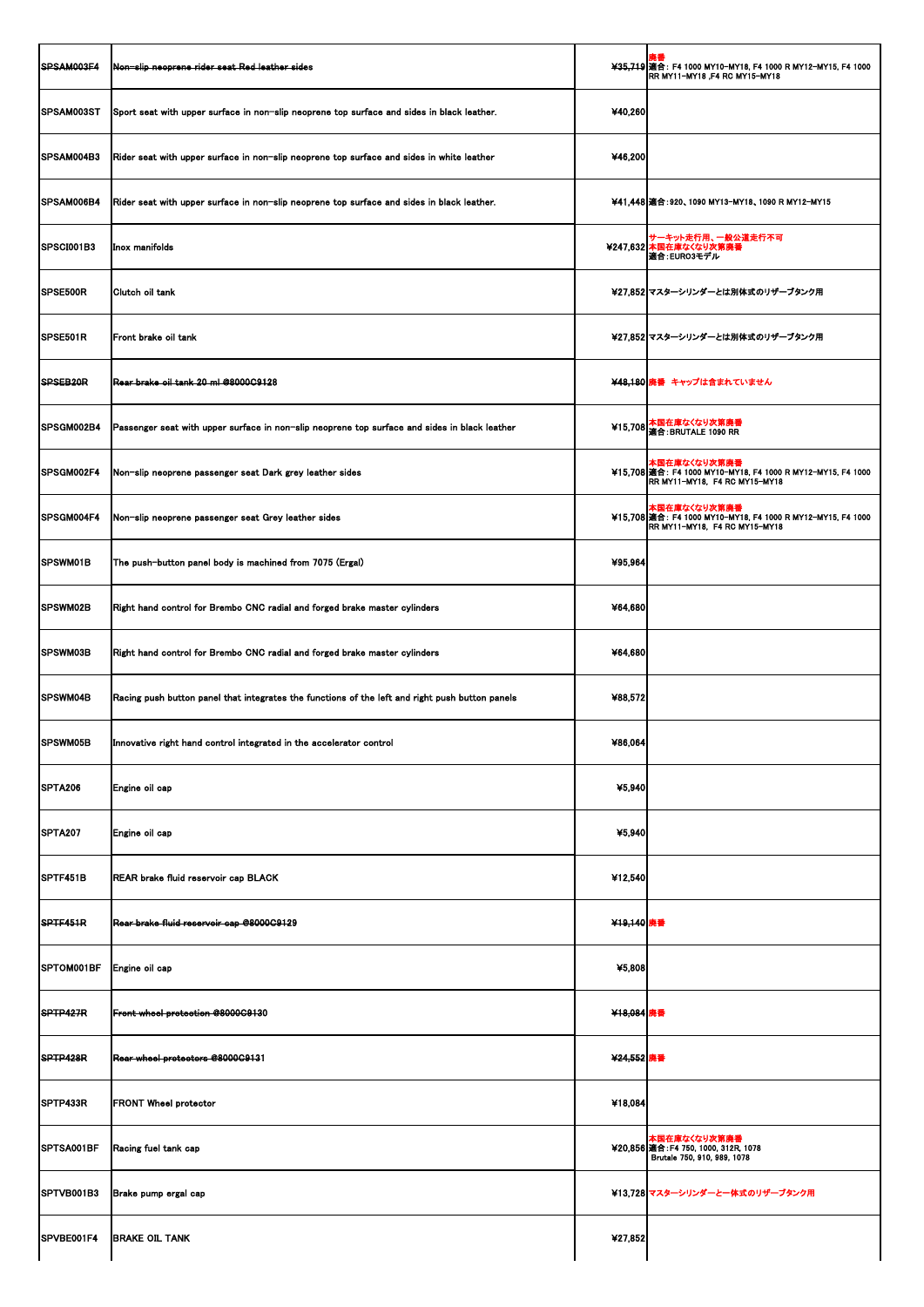| | | | |
|---|---|---|---|
| ~~SPSAM003F4~~ | ~~Non-slip neoprene rider seat Red leather sides~~ | ~~¥35,719~~ | 廃番<br>適合：F4 1000 MY10-MY18, F4 1000 R MY12-MY15, F4 1000 RR MY11-MY18 ,F4 RC MY15-MY18 |
| SPSAM003ST | Sport seat with upper surface in non-slip neoprene top surface and sides in black leather. | ¥40,260 | |
| SPSAM004B3 | Rider seat with upper surface in non-slip neoprene top surface and sides in white leather | ¥46,200 | |
| SPSAM006B4 | Rider seat with upper surface in non-slip neoprene top surface and sides in black leather. | ¥41,448 | 適合：920、1090 MY13-MY18、1090 R MY12-MY15 |
| SPSCI001B3 | Inox manifolds | ¥247,632 | サーキット走行用、一般公道走行不可<br>本国在庫なくなり次第廃番<br>適合：EURO3モデル |
| SPSE500R | Clutch oil tank | ¥27,852 | マスターシリンダーとは別体式のリザーブタンク用 |
| SPSE501R | Front brake oil tank | ¥27,852 | マスターシリンダーとは別体式のリザーブタンク用 |
| ~~SPSEB20R~~ | ~~Rear brake oil tank 20 ml @8000C9128~~ | ~~¥48,180~~ | 廃番　キャップは含まれていません |
| SPSGM002B4 | Passenger seat with upper surface in non-slip neoprene top surface and sides in black leather | ¥15,708 | 本国在庫なくなり次第廃番<br>適合：BRUTALE 1090 RR |
| SPSGM002F4 | Non-slip neoprene passenger seat Dark grey leather sides | ¥15,708 | 本国在庫なくなり次第廃番<br>適合：F4 1000 MY10-MY18, F4 1000 R MY12-MY15, F4 1000 RR MY11-MY18, F4 RC MY15-MY18 |
| SPSGM004F4 | Non-slip neoprene passenger seat Grey leather sides | ¥15,708 | 本国在庫なくなり次第廃番<br>適合：F4 1000 MY10-MY18, F4 1000 R MY12-MY15, F4 1000 RR MY11-MY18, F4 RC MY15-MY18 |
| SPSWM01B | The push-button panel body is machined from 7075 (Ergal) | ¥95,964 | |
| SPSWM02B | Right hand control for Brembo CNC radial and forged brake master cylinders | ¥64,680 | |
| SPSWM03B | Right hand control for Brembo CNC radial and forged brake master cylinders | ¥64,680 | |
| SPSWM04B | Racing push button panel that integrates the functions of the left and right push button panels | ¥88,572 | |
| SPSWM05B | Innovative right hand control integrated in the accelerator control | ¥86,064 | |
| SPTA206 | Engine oil cap | ¥5,940 | |
| SPTA207 | Engine oil cap | ¥5,940 | |
| SPTF451B | REAR brake fluid reservoir cap BLACK | ¥12,540 | |
| ~~SPTF451R~~ | ~~Rear brake fluid reservoir cap @8000C9129~~ | ~~¥19,140~~ | 廃番 |
| SPTOM001BF | Engine oil cap | ¥5,808 | |
| ~~SPTP427R~~ | ~~Front wheel protection @8000C9130~~ | ~~¥18,084~~ | 廃番 |
| ~~SPTP428R~~ | ~~Rear wheel protectors @8000C9131~~ | ~~¥24,552~~ | 廃番 |
| SPTP433R | FRONT Wheel protector | ¥18,084 | |
| SPTSA001BF | Racing fuel tank cap | ¥20,856 | 本国在庫なくなり次第廃番<br>適合：F4 750, 1000, 312R, 1078<br>Brutale 750, 910, 989, 1078 |
| SPTVB001B3 | Brake pump ergal cap | ¥13,728 | マスターシリンダーと一体式のリザーブタンク用 |
| SPVBE001F4 | BRAKE OIL TANK | ¥27,852 | |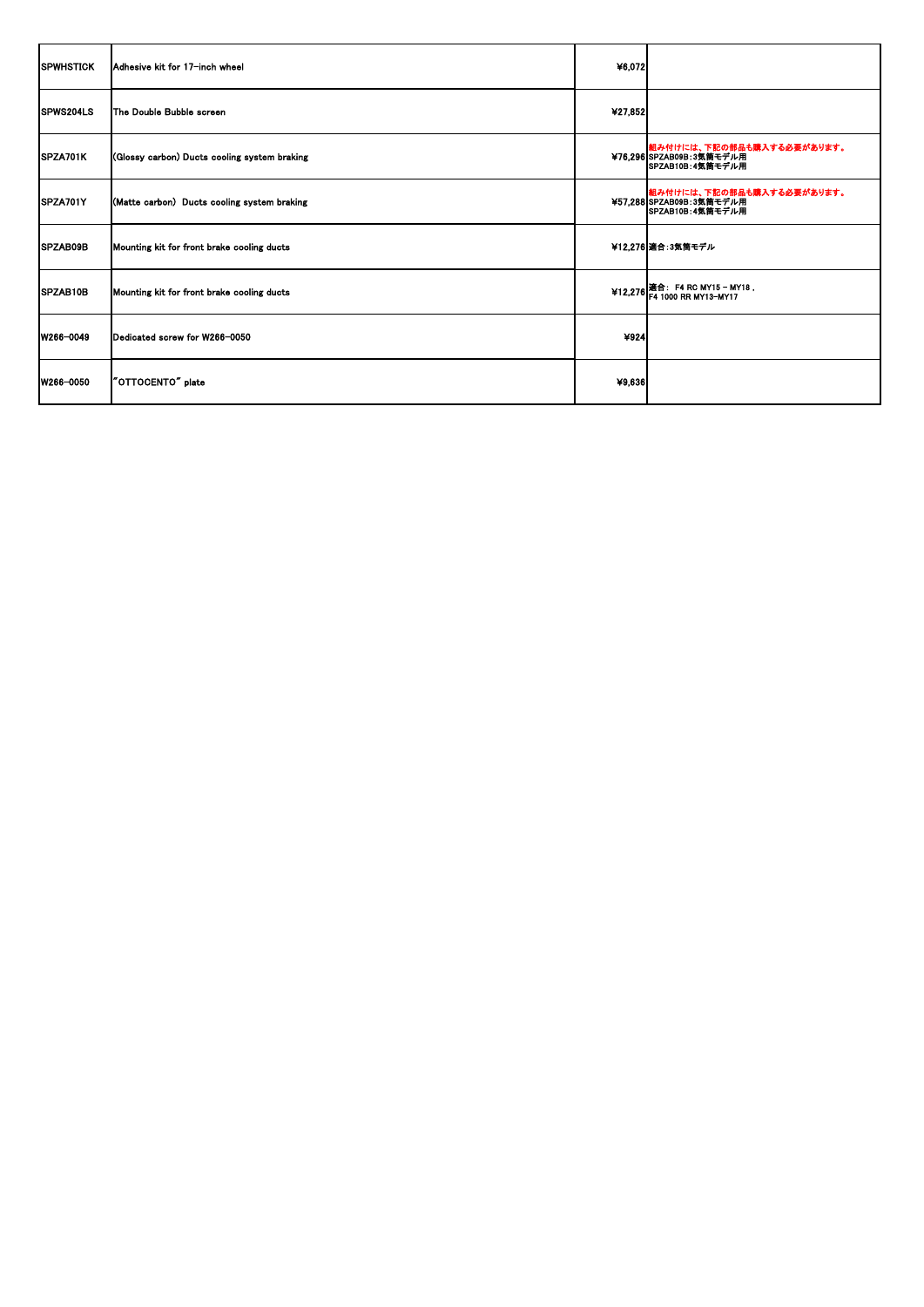| | | | |
|---|---|---|---|
| SPWHSTICK | Adhesive kit for 17-inch wheel | ¥6,072 | |
| SPWS204LS | The Double Bubble screen | ¥27,852 | |
| SPZA701K | (Glossy carbon) Ducts cooling system braking | ¥76,296 | 組み付けには、下記の部品も購入する必要があります。<br>SPZAB09B:3気筒モデル用<br>SPZAB10B:4気筒モデル用 |
| SPZA701Y | (Matte carbon) Ducts cooling system braking | ¥57,288 | 組み付けには、下記の部品も購入する必要があります。<br>SPZAB09B:3気筒モデル用<br>SPZAB10B:4気筒モデル用 |
| SPZAB09B | Mounting kit for front brake cooling ducts | ¥12,276 | 適合:3気筒モデル |
| SPZAB10B | Mounting kit for front brake cooling ducts | ¥12,276 | 適合: F4 RC MY15 - MY18 ,<br>F4 1000 RR MY13-MY17 |
| W266-0049 | Dedicated screw for W266-0050 | ¥924 | |
| W266-0050 | "OTTOCENTO" plate | ¥9,636 | |